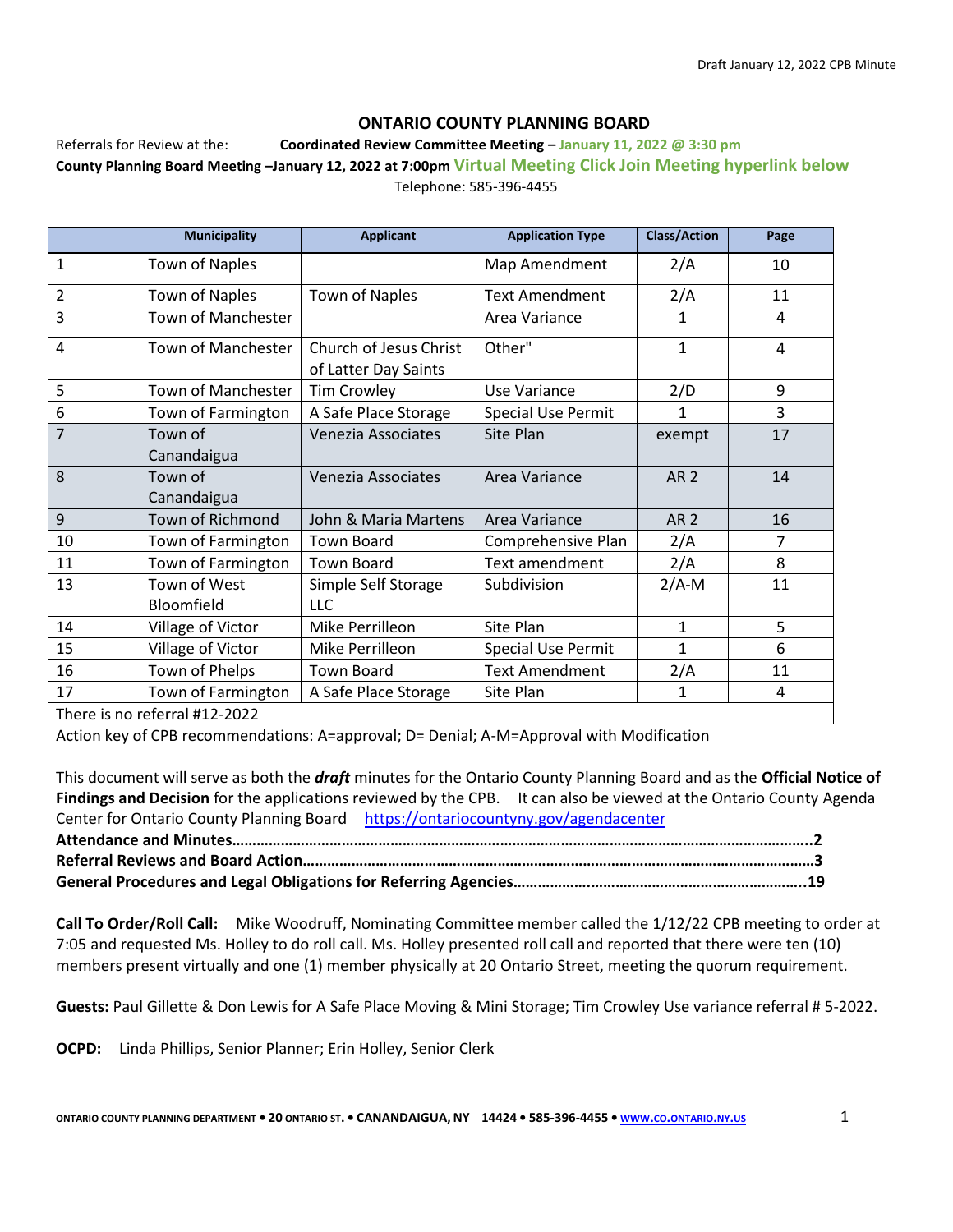# ONTARIO COUNTY PLANNING BOARD

Referrals for Review at the: **Coordinated Review Committee Meeting – January 11, 2022 @ 3:30 pm**

**County Planning Board Meeting –January 12, 2022 at 7:00pm Virtual Meeting Click Join Meeting hyperlink below**

Telephone: 585-396-4455

| | Municipality | Applicant | Application Type | Class/Action | Page |
|---|---|---|---|---|---|
| 1 | Town of Naples | | Map Amendment | 2/A | 10 |
| 2 | Town of Naples | Town of Naples | Text Amendment | 2/A | 11 |
| 3 | Town of Manchester | | Area Variance | 1 | 4 |
| 4 | Town of Manchester | Church of Jesus Christ of Latter Day Saints | Other" | 1 | 4 |
| 5 | Town of Manchester | Tim Crowley | Use Variance | 2/D | 9 |
| 6 | Town of Farmington | A Safe Place Storage | Special Use Permit | 1 | 3 |
| 7 | Town of Canandaigua | Venezia Associates | Site Plan | exempt | 17 |
| 8 | Town of Canandaigua | Venezia Associates | Area Variance | AR 2 | 14 |
| 9 | Town of Richmond | John & Maria Martens | Area Variance | AR 2 | 16 |
| 10 | Town of Farmington | Town Board | Comprehensive Plan | 2/A | 7 |
| 11 | Town of Farmington | Town Board | Text amendment | 2/A | 8 |
| 13 | Town of West Bloomfield | Simple Self Storage LLC | Subdivision | 2/A-M | 11 |
| 14 | Village of Victor | Mike Perrilleon | Site Plan | 1 | 5 |
| 15 | Village of Victor | Mike Perrilleon | Special Use Permit | 1 | 6 |
| 16 | Town of Phelps | Town Board | Text Amendment | 2/A | 11 |
| 17 | Town of Farmington | A Safe Place Storage | Site Plan | 1 | 4 |
| There is no referral #12-2022 | | | | | |

Action key of CPB recommendations: A=approval; D= Denial; A-M=Approval with Modification

This document will serve as both the ***draft*** minutes for the Ontario County Planning Board and as the **Official Notice of Findings and Decision** for the applications reviewed by the CPB. It can also be viewed at the Ontario County Agenda Center for Ontario County Planning Board https://ontariocountyny.gov/agendacenter

**Attendance and Minutes……………………………………………………………………………………………………………………..2**
**Referral Reviews and Board Action……………………………………………………………………………………………………3**
**General Procedures and Legal Obligations for Referring Agencies……………………………………………………………..19**

**Call To Order/Roll Call:** Mike Woodruff, Nominating Committee member called the 1/12/22 CPB meeting to order at 7:05 and requested Ms. Holley to do roll call. Ms. Holley presented roll call and reported that there were ten (10) members present virtually and one (1) member physically at 20 Ontario Street, meeting the quorum requirement.

**Guests:** Paul Gillette & Don Lewis for A Safe Place Moving & Mini Storage; Tim Crowley Use variance referral # 5-2022.

**OCPD:** Linda Phillips, Senior Planner; Erin Holley, Senior Clerk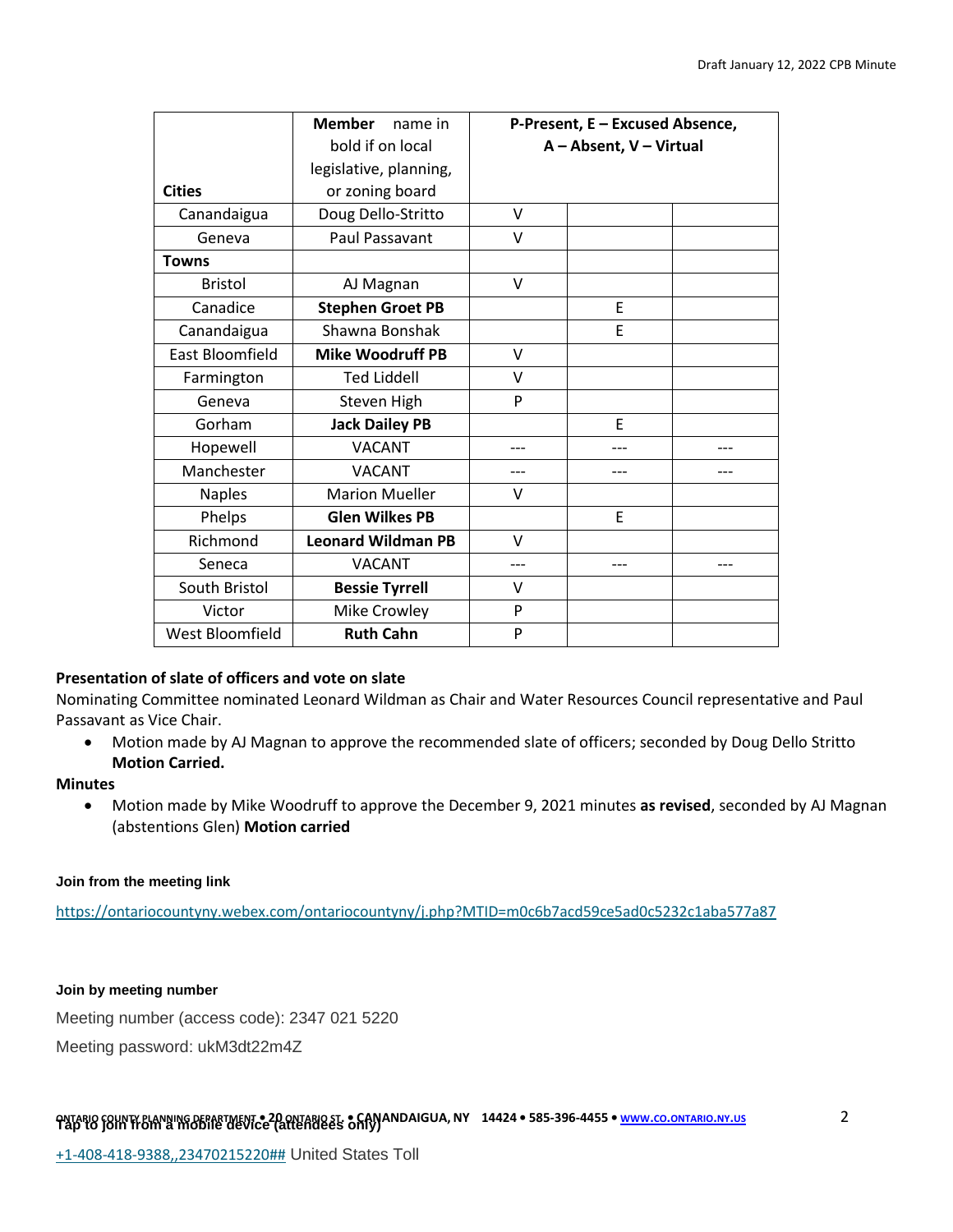| Cities | **Member** name in bold if on local legislative, planning, or zoning board | **P-Present, E – Excused Absence, A – Absent, V – Virtual** | | |
|---|---|---|---|---|
| Canandaigua | Doug Dello-Stritto | V | | |
| Geneva | Paul Passavant | V | | |
| **Towns** | | | | |
| Bristol | AJ Magnan | V | | |
| Canadice | **Stephen Groet PB** | | E | |
| Canandaigua | Shawna Bonshak | | E | |
| East Bloomfield | **Mike Woodruff PB** | V | | |
| Farmington | Ted Liddell | V | | |
| Geneva | Steven High | P | | |
| Gorham | **Jack Dailey PB** | | E | |
| Hopewell | VACANT | --- | --- | --- |
| Manchester | VACANT | --- | --- | --- |
| Naples | Marion Mueller | V | | |
| Phelps | **Glen Wilkes PB** | | E | |
| Richmond | **Leonard Wildman PB** | V | | |
| Seneca | VACANT | --- | --- | --- |
| South Bristol | **Bessie Tyrrell** | V | | |
| Victor | Mike Crowley | P | | |
| West Bloomfield | **Ruth Cahn** | P | | |

**Presentation of slate of officers and vote on slate**

Nominating Committee nominated Leonard Wildman as Chair and Water Resources Council representative and Paul Passavant as Vice Chair.

- Motion made by AJ Magnan to approve the recommended slate of officers; seconded by Doug Dello Stritto **Motion Carried.**

**Minutes**

- Motion made by Mike Woodruff to approve the December 9, 2021 minutes **as revised**, seconded by AJ Magnan (abstentions Glen) **Motion carried**

**Join from the meeting link**

https://ontariocountyny.webex.com/ontariocountyny/j.php?MTID=m0c6b7acd59ce5ad0c5232c1aba577a87

**Join by meeting number**

Meeting number (access code): 2347 021 5220

Meeting password: ukM3dt22m4Z

**Tap to join from a mobile device (attendees only)**

+1-408-418-9388,,23470215220## United States Toll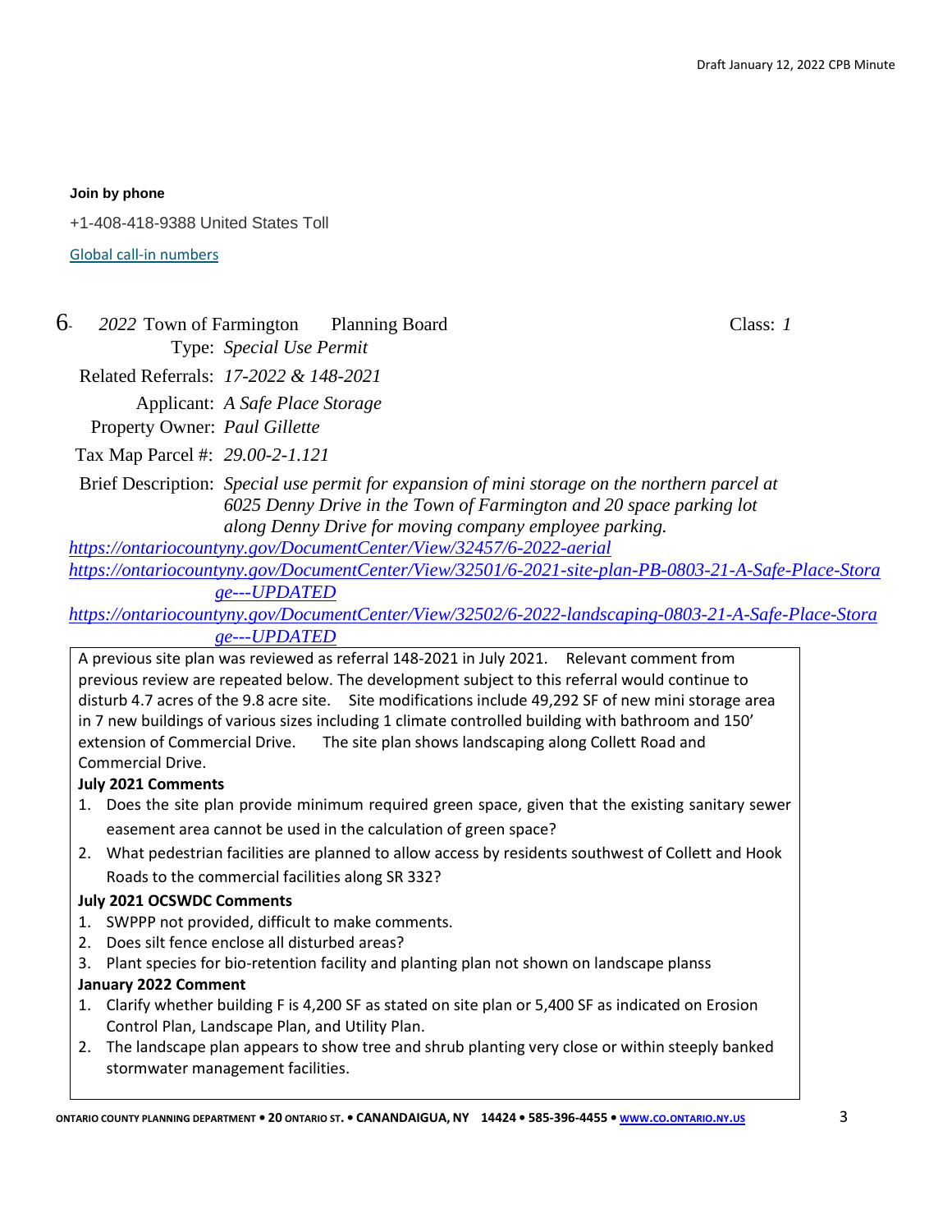**Join by phone**

+1-408-418-9388 United States Toll

Global call-in numbers

6- *2022* Town of Farmington Planning Board Class: *1*

Type: *Special Use Permit*

Related Referrals: *17-2022 & 148-2021*

Applicant: *A Safe Place Storage*

Property Owner: *Paul Gillette*

Tax Map Parcel #: *29.00-2-1.121*

Brief Description: *Special use permit for expansion of mini storage on the northern parcel at 6025 Denny Drive in the Town of Farmington and 20 space parking lot along Denny Drive for moving company employee parking.*

*https://ontariocountyny.gov/DocumentCenter/View/32457/6-2022-aerial*

*https://ontariocountyny.gov/DocumentCenter/View/32501/6-2021-site-plan-PB-0803-21-A-Safe-Place-Storage---UPDATED*

*https://ontariocountyny.gov/DocumentCenter/View/32502/6-2022-landscaping-0803-21-A-Safe-Place-Storage---UPDATED*

A previous site plan was reviewed as referral 148-2021 in July 2021. Relevant comment from previous review are repeated below. The development subject to this referral would continue to disturb 4.7 acres of the 9.8 acre site. Site modifications include 49,292 SF of new mini storage area in 7 new buildings of various sizes including 1 climate controlled building with bathroom and 150' extension of Commercial Drive. The site plan shows landscaping along Collett Road and Commercial Drive.

**July 2021 Comments**

1. Does the site plan provide minimum required green space, given that the existing sanitary sewer easement area cannot be used in the calculation of green space?
2. What pedestrian facilities are planned to allow access by residents southwest of Collett and Hook Roads to the commercial facilities along SR 332?

**July 2021 OCSWDC Comments**

1. SWPPP not provided, difficult to make comments.
2. Does silt fence enclose all disturbed areas?
3. Plant species for bio-retention facility and planting plan not shown on landscape planss

**January 2022 Comment**

1. Clarify whether building F is 4,200 SF as stated on site plan or 5,400 SF as indicated on Erosion Control Plan, Landscape Plan, and Utility Plan.
2. The landscape plan appears to show tree and shrub planting very close or within steeply banked stormwater management facilities.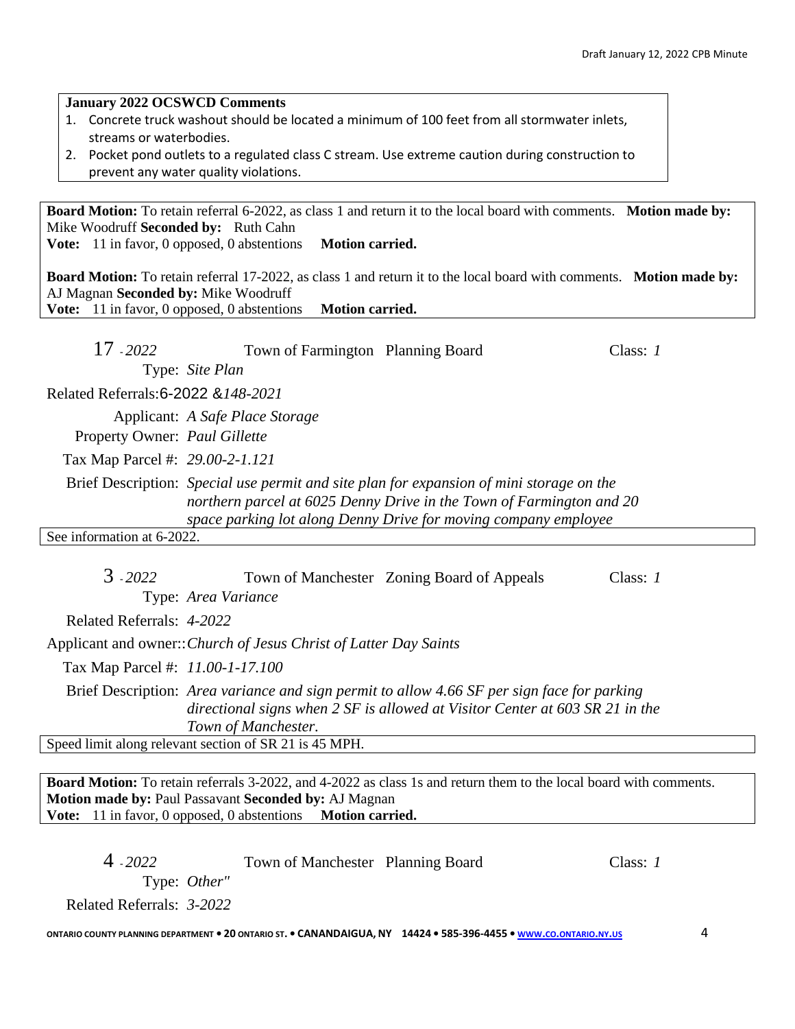**January 2022 OCSWCD Comments**

1. Concrete truck washout should be located a minimum of 100 feet from all stormwater inlets, streams or waterbodies.
2. Pocket pond outlets to a regulated class C stream. Use extreme caution during construction to prevent any water quality violations.

**Board Motion:** To retain referral 6-2022, as class 1 and return it to the local board with comments. **Motion made by:** Mike Woodruff **Seconded by:** Ruth Cahn
**Vote:** 11 in favor, 0 opposed, 0 abstentions **Motion carried.**

**Board Motion:** To retain referral 17-2022, as class 1 and return it to the local board with comments. **Motion made by:** AJ Magnan **Seconded by:** Mike Woodruff
**Vote:** 11 in favor, 0 opposed, 0 abstentions **Motion carried.**

17 - *2022* Town of Farmington Planning Board Class: *1*

Type: *Site Plan*

Related Referrals: 6-2022 &*148-2021*

Applicant: *A Safe Place Storage*

Property Owner: *Paul Gillette*

Tax Map Parcel #: *29.00-2-1.121*

Brief Description: *Special use permit and site plan for expansion of mini storage on the northern parcel at 6025 Denny Drive in the Town of Farmington and 20 space parking lot along Denny Drive for moving company employee*

See information at 6-2022.

3 - *2022* Town of Manchester Zoning Board of Appeals Class: *1*

Type: *Area Variance*

Related Referrals: *4-2022*

Applicant and owner:: *Church of Jesus Christ of Latter Day Saints*

Tax Map Parcel #: *11.00-1-17.100*

Brief Description: *Area variance and sign permit to allow 4.66 SF per sign face for parking directional signs when 2 SF is allowed at Visitor Center at 603 SR 21 in the Town of Manchester.*

Speed limit along relevant section of SR 21 is 45 MPH.

**Board Motion:** To retain referrals 3-2022, and 4-2022 as class 1s and return them to the local board with comments.
**Motion made by:** Paul Passavant **Seconded by:** AJ Magnan
**Vote:** 11 in favor, 0 opposed, 0 abstentions **Motion carried.**

4 - *2022* Town of Manchester Planning Board Class: *1*

Type: *Other"*

Related Referrals: *3-2022*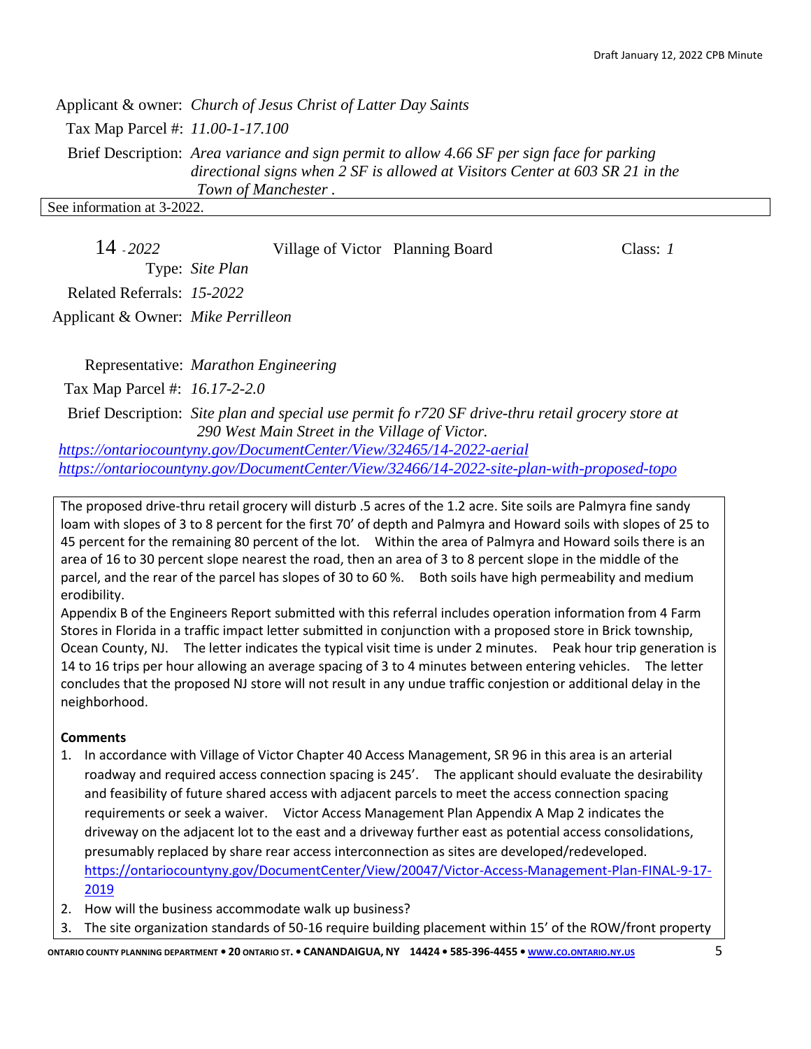Applicant & owner: *Church of Jesus Christ of Latter Day Saints*

Tax Map Parcel #: *11.00-1-17.100*

Brief Description: *Area variance and sign permit to allow 4.66 SF per sign face for parking directional signs when 2 SF is allowed at Visitors Center at 603 SR 21 in the Town of Manchester .*

See information at 3-2022.

14 - *2022* Village of Victor Planning Board Class: *1*

Type: *Site Plan*

Related Referrals: *15-2022*

Applicant & Owner: *Mike Perrilleon*

Representative: *Marathon Engineering*

Tax Map Parcel #: *16.17-2-2.0*

Brief Description: *Site plan and special use permit fo r720 SF drive-thru retail grocery store at 290 West Main Street in the Village of Victor.*

*https://ontariocountyny.gov/DocumentCenter/View/32465/14-2022-aerial*
*https://ontariocountyny.gov/DocumentCenter/View/32466/14-2022-site-plan-with-proposed-topo*

The proposed drive-thru retail grocery will disturb .5 acres of the 1.2 acre. Site soils are Palmyra fine sandy loam with slopes of 3 to 8 percent for the first 70' of depth and Palmyra and Howard soils with slopes of 25 to 45 percent for the remaining 80 percent of the lot. Within the area of Palmyra and Howard soils there is an area of 16 to 30 percent slope nearest the road, then an area of 3 to 8 percent slope in the middle of the parcel, and the rear of the parcel has slopes of 30 to 60 %. Both soils have high permeability and medium erodibility.

Appendix B of the Engineers Report submitted with this referral includes operation information from 4 Farm Stores in Florida in a traffic impact letter submitted in conjunction with a proposed store in Brick township, Ocean County, NJ. The letter indicates the typical visit time is under 2 minutes. Peak hour trip generation is 14 to 16 trips per hour allowing an average spacing of 3 to 4 minutes between entering vehicles. The letter concludes that the proposed NJ store will not result in any undue traffic conjestion or additional delay in the neighborhood.

**Comments**

1. In accordance with Village of Victor Chapter 40 Access Management, SR 96 in this area is an arterial roadway and required access connection spacing is 245'. The applicant should evaluate the desirability and feasibility of future shared access with adjacent parcels to meet the access connection spacing requirements or seek a waiver. Victor Access Management Plan Appendix A Map 2 indicates the driveway on the adjacent lot to the east and a driveway further east as potential access consolidations, presumably replaced by share rear access interconnection as sites are developed/redeveloped. https://ontariocountyny.gov/DocumentCenter/View/20047/Victor-Access-Management-Plan-FINAL-9-17-2019
2. How will the business accommodate walk up business?
3. The site organization standards of 50-16 require building placement within 15' of the ROW/front property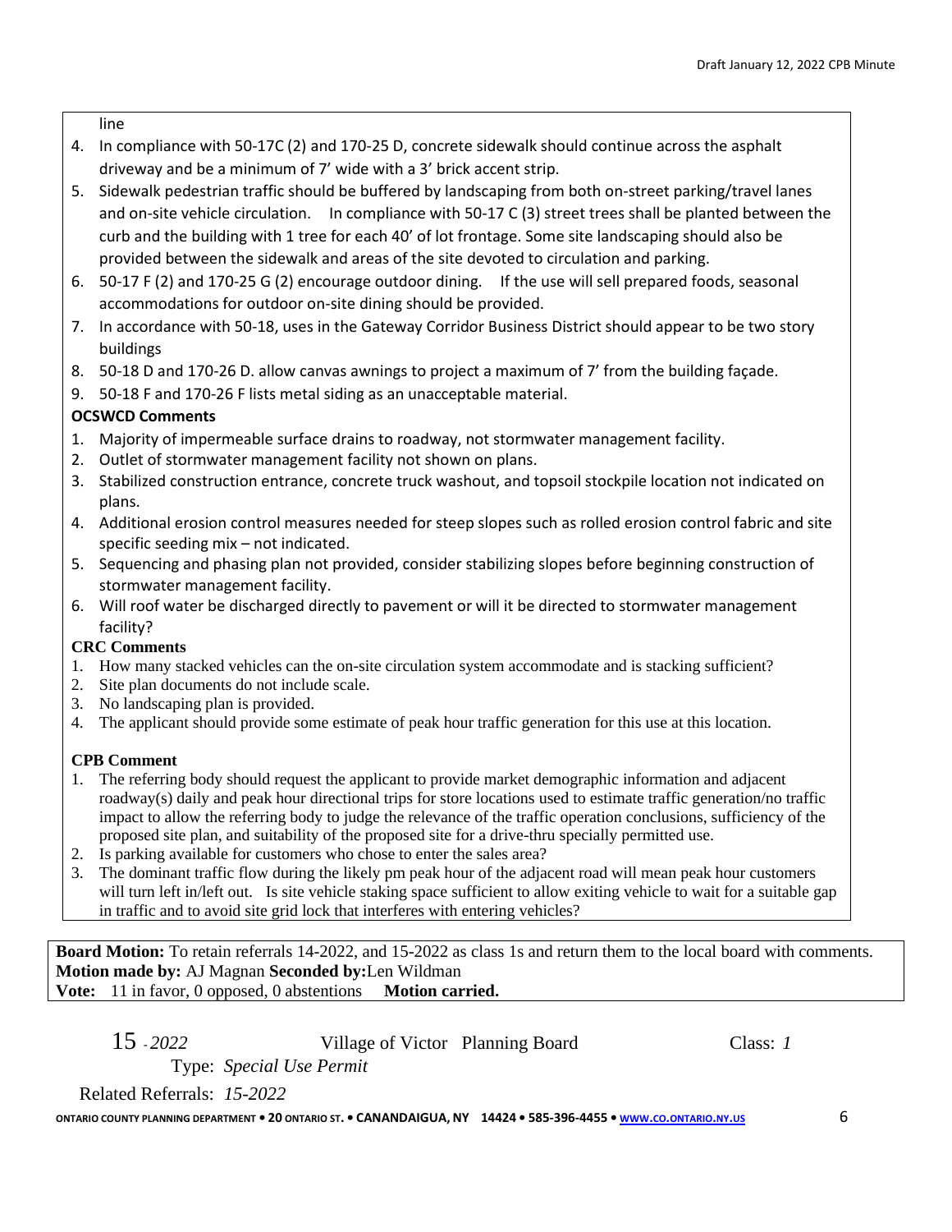line

4. In compliance with 50-17C (2) and 170-25 D, concrete sidewalk should continue across the asphalt driveway and be a minimum of 7' wide with a 3' brick accent strip.
5. Sidewalk pedestrian traffic should be buffered by landscaping from both on-street parking/travel lanes and on-site vehicle circulation. In compliance with 50-17 C (3) street trees shall be planted between the curb and the building with 1 tree for each 40' of lot frontage. Some site landscaping should also be provided between the sidewalk and areas of the site devoted to circulation and parking.
6. 50-17 F (2) and 170-25 G (2) encourage outdoor dining. If the use will sell prepared foods, seasonal accommodations for outdoor on-site dining should be provided.
7. In accordance with 50-18, uses in the Gateway Corridor Business District should appear to be two story buildings
8. 50-18 D and 170-26 D. allow canvas awnings to project a maximum of 7' from the building façade.
9. 50-18 F and 170-26 F lists metal siding as an unacceptable material.

**OCSWCD Comments**

1. Majority of impermeable surface drains to roadway, not stormwater management facility.
2. Outlet of stormwater management facility not shown on plans.
3. Stabilized construction entrance, concrete truck washout, and topsoil stockpile location not indicated on plans.
4. Additional erosion control measures needed for steep slopes such as rolled erosion control fabric and site specific seeding mix – not indicated.
5. Sequencing and phasing plan not provided, consider stabilizing slopes before beginning construction of stormwater management facility.
6. Will roof water be discharged directly to pavement or will it be directed to stormwater management facility?

**CRC Comments**

1. How many stacked vehicles can the on-site circulation system accommodate and is stacking sufficient?
2. Site plan documents do not include scale.
3. No landscaping plan is provided.
4. The applicant should provide some estimate of peak hour traffic generation for this use at this location.

**CPB Comment**

1. The referring body should request the applicant to provide market demographic information and adjacent roadway(s) daily and peak hour directional trips for store locations used to estimate traffic generation/no traffic impact to allow the referring body to judge the relevance of the traffic operation conclusions, sufficiency of the proposed site plan, and suitability of the proposed site for a drive-thru specially permitted use.
2. Is parking available for customers who chose to enter the sales area?
3. The dominant traffic flow during the likely pm peak hour of the adjacent road will mean peak hour customers will turn left in/left out. Is site vehicle staking space sufficient to allow exiting vehicle to wait for a suitable gap in traffic and to avoid site grid lock that interferes with entering vehicles?

**Board Motion:** To retain referrals 14-2022, and 15-2022 as class 1s and return them to the local board with comments.
**Motion made by:** AJ Magnan **Seconded by:** Len Wildman
**Vote:** 11 in favor, 0 opposed, 0 abstentions **Motion carried.**

15 - *2022* Village of Victor Planning Board Class: *1*

Type: *Special Use Permit*

Related Referrals: *15-2022*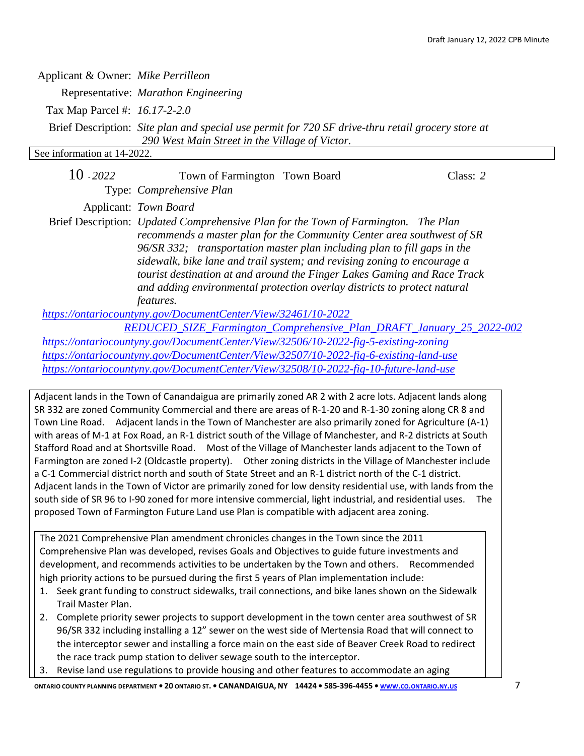Applicant & Owner: *Mike Perrilleon*

Representative: *Marathon Engineering*

Tax Map Parcel #: *16.17-2-2.0*

Brief Description: *Site plan and special use permit for 720 SF drive-thru retail grocery store at 290 West Main Street in the Village of Victor.*

See information at 14-2022.

10 - *2022* Town of Farmington Town Board Class: *2*

Type: *Comprehensive Plan*

Applicant: *Town Board*

Brief Description: *Updated Comprehensive Plan for the Town of Farmington. The Plan recommends a master plan for the Community Center area southwest of SR 96/SR 332; transportation master plan including plan to fill gaps in the sidewalk, bike lane and trail system; and revising zoning to encourage a tourist destination at and around the Finger Lakes Gaming and Race Track and adding environmental protection overlay districts to protect natural features.*

*https://ontariocountyny.gov/DocumentCenter/View/32461/10-2022 REDUCED_SIZE_Farmington_Comprehensive_Plan_DRAFT_January_25_2022-002*
*https://ontariocountyny.gov/DocumentCenter/View/32506/10-2022-fig-5-existing-zoning*
*https://ontariocountyny.gov/DocumentCenter/View/32507/10-2022-fig-6-existing-land-use*
*https://ontariocountyny.gov/DocumentCenter/View/32508/10-2022-fig-10-future-land-use*

Adjacent lands in the Town of Canandaigua are primarily zoned AR 2 with 2 acre lots. Adjacent lands along SR 332 are zoned Community Commercial and there are areas of R-1-20 and R-1-30 zoning along CR 8 and Town Line Road. Adjacent lands in the Town of Manchester are also primarily zoned for Agriculture (A-1) with areas of M-1 at Fox Road, an R-1 district south of the Village of Manchester, and R-2 districts at South Stafford Road and at Shortsville Road. Most of the Village of Manchester lands adjacent to the Town of Farmington are zoned I-2 (Oldcastle property). Other zoning districts in the Village of Manchester include a C-1 Commercial district north and south of State Street and an R-1 district north of the C-1 district. Adjacent lands in the Town of Victor are primarily zoned for low density residential use, with lands from the south side of SR 96 to I-90 zoned for more intensive commercial, light industrial, and residential uses. The proposed Town of Farmington Future Land use Plan is compatible with adjacent area zoning.

The 2021 Comprehensive Plan amendment chronicles changes in the Town since the 2011 Comprehensive Plan was developed, revises Goals and Objectives to guide future investments and development, and recommends activities to be undertaken by the Town and others. Recommended high priority actions to be pursued during the first 5 years of Plan implementation include:

1. Seek grant funding to construct sidewalks, trail connections, and bike lanes shown on the Sidewalk Trail Master Plan.
2. Complete priority sewer projects to support development in the town center area southwest of SR 96/SR 332 including installing a 12" sewer on the west side of Mertensia Road that will connect to the interceptor sewer and installing a force main on the east side of Beaver Creek Road to redirect the race track pump station to deliver sewage south to the interceptor.
3. Revise land use regulations to provide housing and other features to accommodate an aging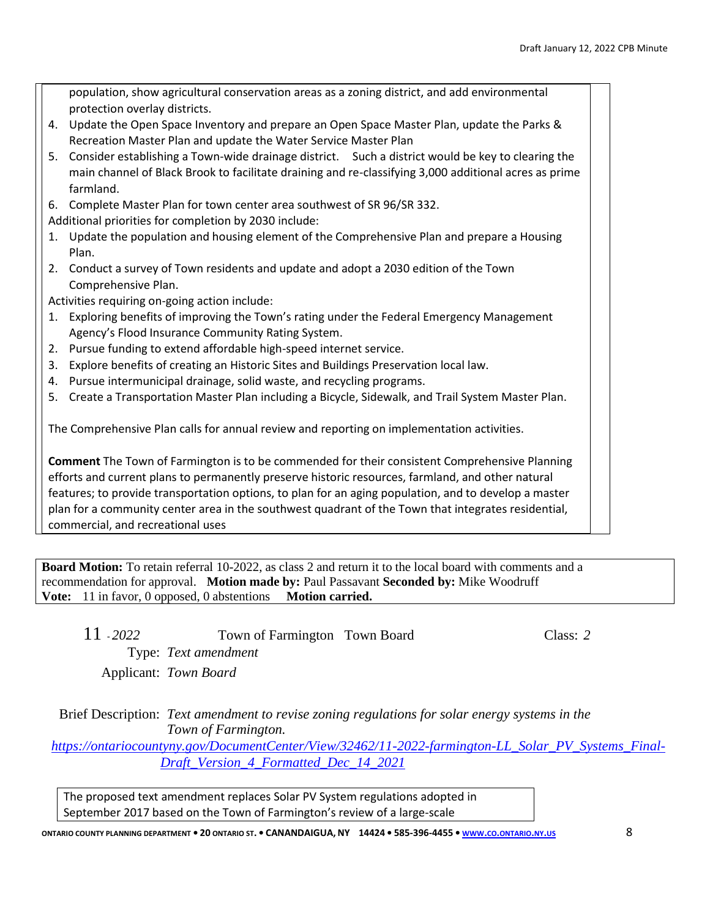population, show agricultural conservation areas as a zoning district, and add environmental protection overlay districts.

4. Update the Open Space Inventory and prepare an Open Space Master Plan, update the Parks & Recreation Master Plan and update the Water Service Master Plan
5. Consider establishing a Town-wide drainage district. Such a district would be key to clearing the main channel of Black Brook to facilitate draining and re-classifying 3,000 additional acres as prime farmland.
6. Complete Master Plan for town center area southwest of SR 96/SR 332.

Additional priorities for completion by 2030 include:

1. Update the population and housing element of the Comprehensive Plan and prepare a Housing Plan.
2. Conduct a survey of Town residents and update and adopt a 2030 edition of the Town Comprehensive Plan.

Activities requiring on-going action include:

1. Exploring benefits of improving the Town's rating under the Federal Emergency Management Agency's Flood Insurance Community Rating System.
2. Pursue funding to extend affordable high-speed internet service.
3. Explore benefits of creating an Historic Sites and Buildings Preservation local law.
4. Pursue intermunicipal drainage, solid waste, and recycling programs.
5. Create a Transportation Master Plan including a Bicycle, Sidewalk, and Trail System Master Plan.

The Comprehensive Plan calls for annual review and reporting on implementation activities.

**Comment** The Town of Farmington is to be commended for their consistent Comprehensive Planning efforts and current plans to permanently preserve historic resources, farmland, and other natural features; to provide transportation options, to plan for an aging population, and to develop a master plan for a community center area in the southwest quadrant of the Town that integrates residential, commercial, and recreational uses

**Board Motion:** To retain referral 10-2022, as class 2 and return it to the local board with comments and a recommendation for approval. **Motion made by:** Paul Passavant **Seconded by:** Mike Woodruff
**Vote:** 11 in favor, 0 opposed, 0 abstentions **Motion carried.**

11 - *2022* Town of Farmington Town Board Class: *2*

Type: *Text amendment*

Applicant: *Town Board*

Brief Description: *Text amendment to revise zoning regulations for solar energy systems in the Town of Farmington.*

*https://ontariocountyny.gov/DocumentCenter/View/32462/11-2022-farmington-LL_Solar_PV_Systems_Final-Draft_Version_4_Formatted_Dec_14_2021*

The proposed text amendment replaces Solar PV System regulations adopted in September 2017 based on the Town of Farmington's review of a large-scale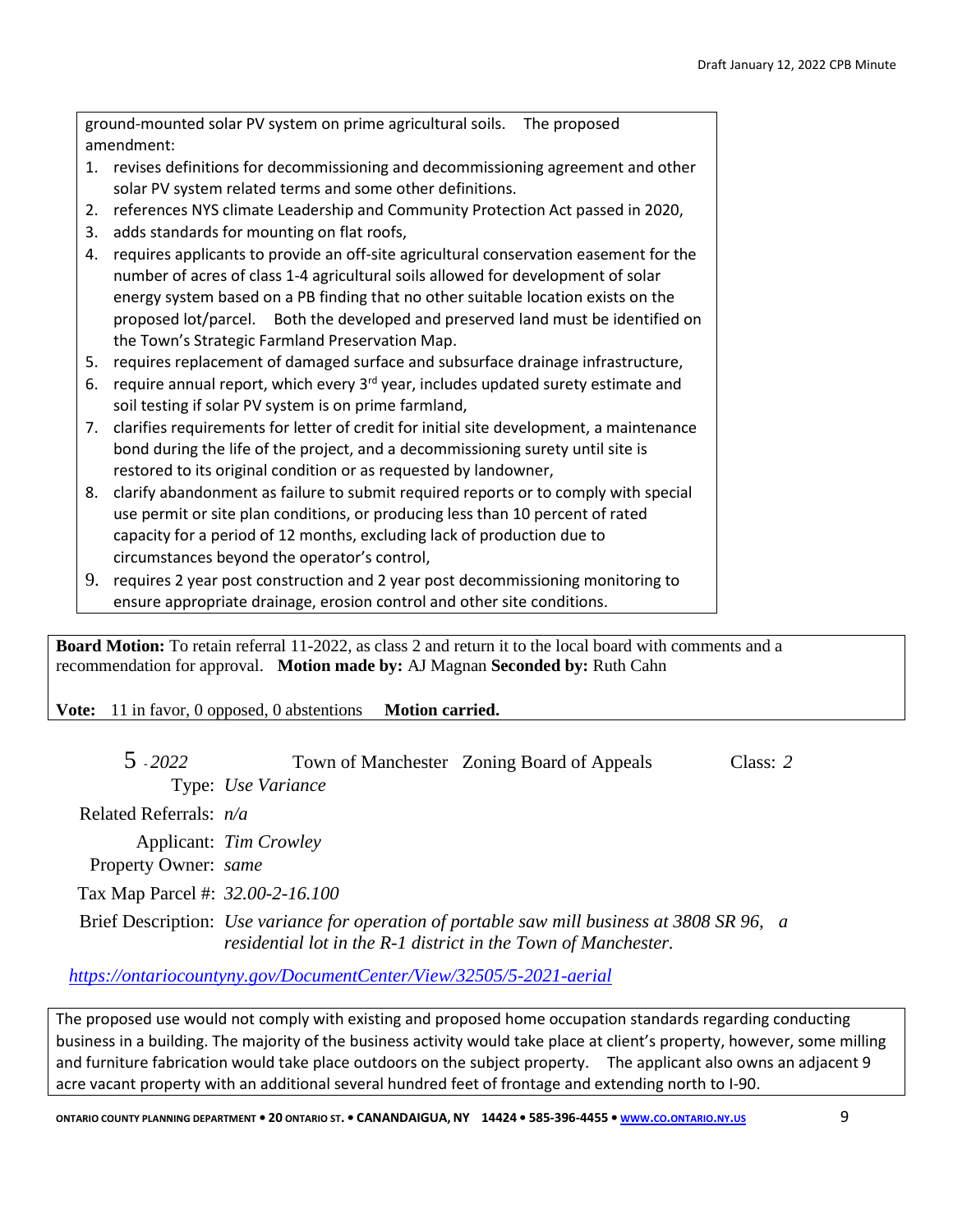ground-mounted solar PV system on prime agricultural soils. The proposed amendment:

1. revises definitions for decommissioning and decommissioning agreement and other solar PV system related terms and some other definitions.
2. references NYS climate Leadership and Community Protection Act passed in 2020,
3. adds standards for mounting on flat roofs,
4. requires applicants to provide an off-site agricultural conservation easement for the number of acres of class 1-4 agricultural soils allowed for development of solar energy system based on a PB finding that no other suitable location exists on the proposed lot/parcel. Both the developed and preserved land must be identified on the Town's Strategic Farmland Preservation Map.
5. requires replacement of damaged surface and subsurface drainage infrastructure,
6. require annual report, which every 3rd year, includes updated surety estimate and soil testing if solar PV system is on prime farmland,
7. clarifies requirements for letter of credit for initial site development, a maintenance bond during the life of the project, and a decommissioning surety until site is restored to its original condition or as requested by landowner,
8. clarify abandonment as failure to submit required reports or to comply with special use permit or site plan conditions, or producing less than 10 percent of rated capacity for a period of 12 months, excluding lack of production due to circumstances beyond the operator's control,
9. requires 2 year post construction and 2 year post decommissioning monitoring to ensure appropriate drainage, erosion control and other site conditions.

**Board Motion:** To retain referral 11-2022, as class 2 and return it to the local board with comments and a recommendation for approval. **Motion made by:** AJ Magnan **Seconded by:** Ruth Cahn

**Vote:** 11 in favor, 0 opposed, 0 abstentions **Motion carried.**

5 - *2022* Town of Manchester Zoning Board of Appeals Class: *2*

Type: *Use Variance*

Related Referrals: *n/a*

Applicant: *Tim Crowley*

Property Owner: *same*

Tax Map Parcel #: *32.00-2-16.100*

Brief Description: *Use variance for operation of portable saw mill business at 3808 SR 96, a residential lot in the R-1 district in the Town of Manchester.*

https://ontariocountyny.gov/DocumentCenter/View/32505/5-2021-aerial

The proposed use would not comply with existing and proposed home occupation standards regarding conducting business in a building. The majority of the business activity would take place at client's property, however, some milling and furniture fabrication would take place outdoors on the subject property. The applicant also owns an adjacent 9 acre vacant property with an additional several hundred feet of frontage and extending north to I-90.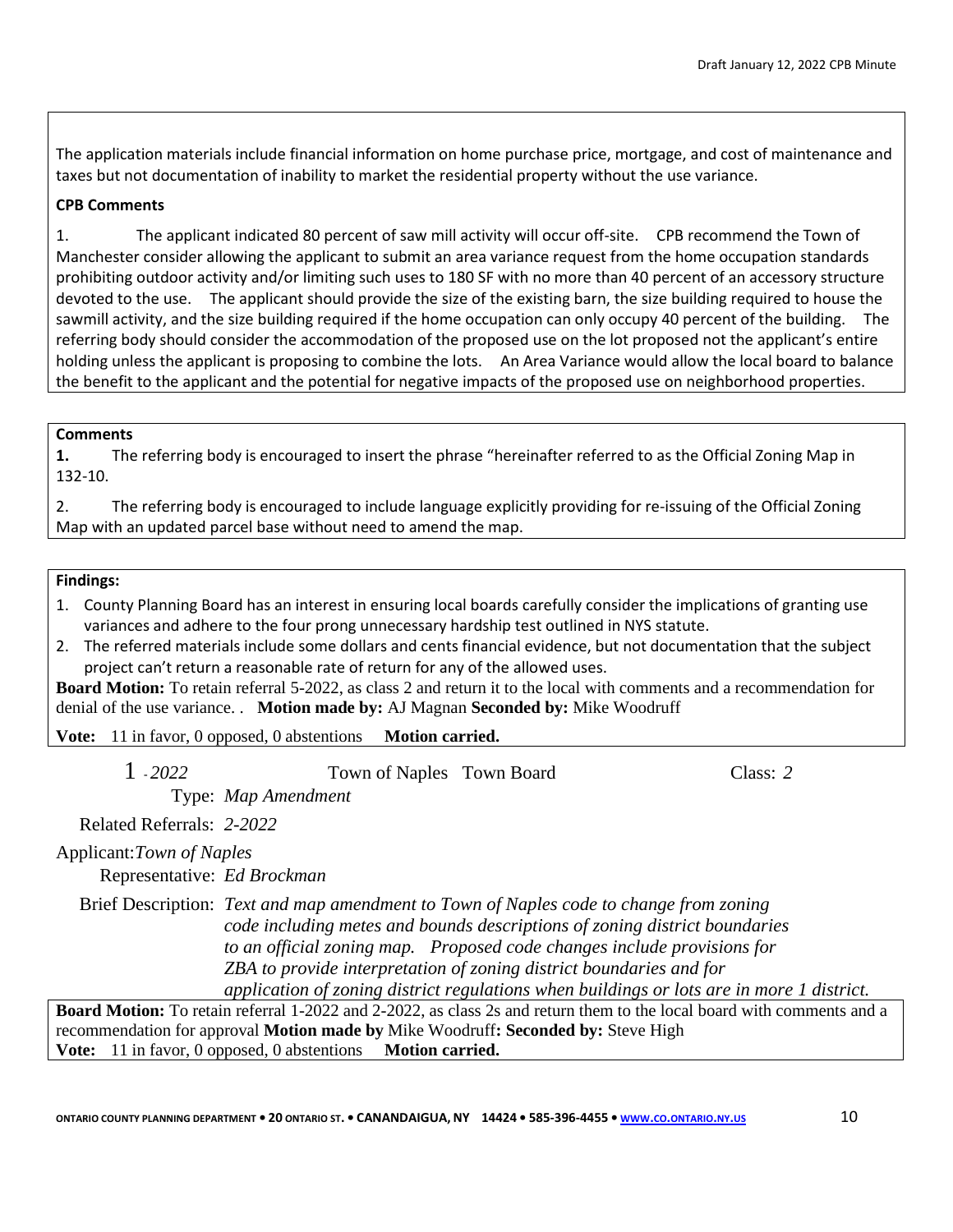The application materials include financial information on home purchase price, mortgage, and cost of maintenance and taxes but not documentation of inability to market the residential property without the use variance.

**CPB Comments**

1. The applicant indicated 80 percent of saw mill activity will occur off-site. CPB recommend the Town of Manchester consider allowing the applicant to submit an area variance request from the home occupation standards prohibiting outdoor activity and/or limiting such uses to 180 SF with no more than 40 percent of an accessory structure devoted to the use. The applicant should provide the size of the existing barn, the size building required to house the sawmill activity, and the size building required if the home occupation can only occupy 40 percent of the building. The referring body should consider the accommodation of the proposed use on the lot proposed not the applicant's entire holding unless the applicant is proposing to combine the lots. An Area Variance would allow the local board to balance the benefit to the applicant and the potential for negative impacts of the proposed use on neighborhood properties.

**Comments**

**1.** The referring body is encouraged to insert the phrase "hereinafter referred to as the Official Zoning Map in 132-10.

2. The referring body is encouraged to include language explicitly providing for re-issuing of the Official Zoning Map with an updated parcel base without need to amend the map.

**Findings:**

1. County Planning Board has an interest in ensuring local boards carefully consider the implications of granting use variances and adhere to the four prong unnecessary hardship test outlined in NYS statute.
2. The referred materials include some dollars and cents financial evidence, but not documentation that the subject project can't return a reasonable rate of return for any of the allowed uses.

**Board Motion:** To retain referral 5-2022, as class 2 and return it to the local with comments and a recommendation for denial of the use variance. . **Motion made by:** AJ Magnan **Seconded by:** Mike Woodruff

**Vote:** 11 in favor, 0 opposed, 0 abstentions **Motion carried.**

1 - *2022* Town of Naples Town Board Class: *2*

Type: *Map Amendment*

Related Referrals: *2-2022*

Applicant: *Town of Naples*

Representative: *Ed Brockman*

Brief Description: *Text and map amendment to Town of Naples code to change from zoning code including metes and bounds descriptions of zoning district boundaries to an official zoning map. Proposed code changes include provisions for ZBA to provide interpretation of zoning district boundaries and for application of zoning district regulations when buildings or lots are in more 1 district.*

**Board Motion:** To retain referral 1-2022 and 2-2022, as class 2s and return them to the local board with comments and a recommendation for approval **Motion made by** Mike Woodruff**: Seconded by:** Steve High

**Vote:** 11 in favor, 0 opposed, 0 abstentions **Motion carried.**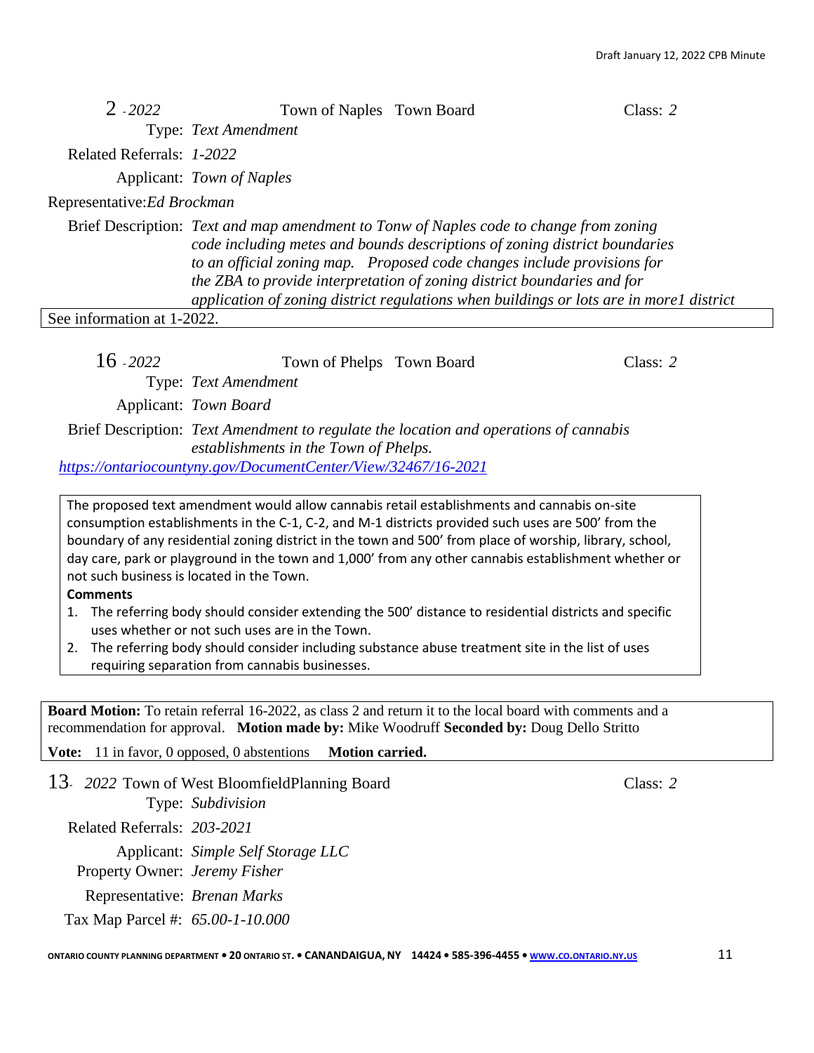2 - *2022* Town of Naples Town Board Class: *2*

Type: *Text Amendment*

Related Referrals: *1-2022*

Applicant: *Town of Naples*

Representative: *Ed Brockman*

Brief Description: *Text and map amendment to Tonw of Naples code to change from zoning code including metes and bounds descriptions of zoning district boundaries to an official zoning map. Proposed code changes include provisions for the ZBA to provide interpretation of zoning district boundaries and for application of zoning district regulations when buildings or lots are in more1 district*

See information at 1-2022.

16 - *2022* Town of Phelps Town Board Class: *2*

Type: *Text Amendment*

Applicant: *Town Board*

Brief Description: *Text Amendment to regulate the location and operations of cannabis establishments in the Town of Phelps.*

https://ontariocountyny.gov/DocumentCenter/View/32467/16-2021

The proposed text amendment would allow cannabis retail establishments and cannabis on-site consumption establishments in the C-1, C-2, and M-1 districts provided such uses are 500' from the boundary of any residential zoning district in the town and 500' from place of worship, library, school, day care, park or playground in the town and 1,000' from any other cannabis establishment whether or not such business is located in the Town.

**Comments**

1. The referring body should consider extending the 500' distance to residential districts and specific uses whether or not such uses are in the Town.
2. The referring body should consider including substance abuse treatment site in the list of uses requiring separation from cannabis businesses.

**Board Motion:** To retain referral 16-2022, as class 2 and return it to the local board with comments and a recommendation for approval. **Motion made by:** Mike Woodruff **Seconded by:** Doug Dello Stritto

**Vote:** 11 in favor, 0 opposed, 0 abstentions **Motion carried.**

13- *2022* Town of West BloomfieldPlanning Board Class: *2*

Type: *Subdivision*

Related Referrals: *203-2021*

Applicant: *Simple Self Storage LLC*

Property Owner: *Jeremy Fisher*

Representative: *Brenan Marks*

Tax Map Parcel #: *65.00-1-10.000*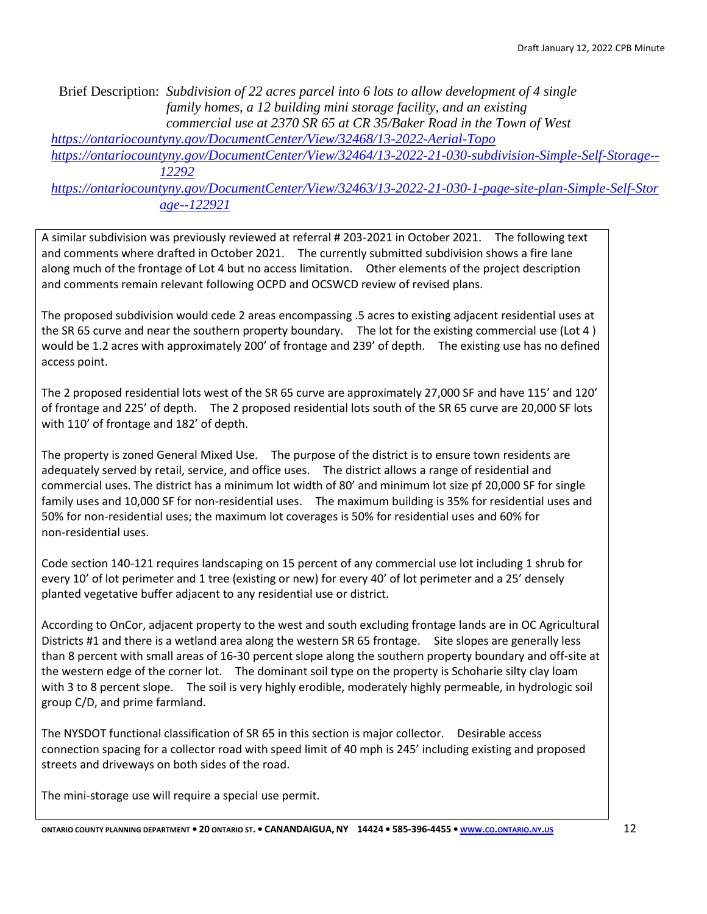Brief Description: *Subdivision of 22 acres parcel into 6 lots to allow development of 4 single family homes, a 12 building mini storage facility, and an existing commercial use at 2370 SR 65 at CR 35/Baker Road in the Town of West*

*https://ontariocountyny.gov/DocumentCenter/View/32468/13-2022-Aerial-Topo*

*https://ontariocountyny.gov/DocumentCenter/View/32464/13-2022-21-030-subdivision-Simple-Self-Storage--12292*

*https://ontariocountyny.gov/DocumentCenter/View/32463/13-2022-21-030-1-page-site-plan-Simple-Self-Storage--122921*

A similar subdivision was previously reviewed at referral # 203-2021 in October 2021. The following text and comments where drafted in October 2021. The currently submitted subdivision shows a fire lane along much of the frontage of Lot 4 but no access limitation. Other elements of the project description and comments remain relevant following OCPD and OCSWCD review of revised plans.

The proposed subdivision would cede 2 areas encompassing .5 acres to existing adjacent residential uses at the SR 65 curve and near the southern property boundary. The lot for the existing commercial use (Lot 4 ) would be 1.2 acres with approximately 200' of frontage and 239' of depth. The existing use has no defined access point.

The 2 proposed residential lots west of the SR 65 curve are approximately 27,000 SF and have 115' and 120' of frontage and 225' of depth. The 2 proposed residential lots south of the SR 65 curve are 20,000 SF lots with 110' of frontage and 182' of depth.

The property is zoned General Mixed Use. The purpose of the district is to ensure town residents are adequately served by retail, service, and office uses. The district allows a range of residential and commercial uses. The district has a minimum lot width of 80' and minimum lot size pf 20,000 SF for single family uses and 10,000 SF for non-residential uses. The maximum building is 35% for residential uses and 50% for non-residential uses; the maximum lot coverages is 50% for residential uses and 60% for non-residential uses.

Code section 140-121 requires landscaping on 15 percent of any commercial use lot including 1 shrub for every 10' of lot perimeter and 1 tree (existing or new) for every 40' of lot perimeter and a 25' densely planted vegetative buffer adjacent to any residential use or district.

According to OnCor, adjacent property to the west and south excluding frontage lands are in OC Agricultural Districts #1 and there is a wetland area along the western SR 65 frontage. Site slopes are generally less than 8 percent with small areas of 16-30 percent slope along the southern property boundary and off-site at the western edge of the corner lot. The dominant soil type on the property is Schoharie silty clay loam with 3 to 8 percent slope. The soil is very highly erodible, moderately highly permeable, in hydrologic soil group C/D, and prime farmland.

The NYSDOT functional classification of SR 65 in this section is major collector. Desirable access connection spacing for a collector road with speed limit of 40 mph is 245' including existing and proposed streets and driveways on both sides of the road.

The mini-storage use will require a special use permit.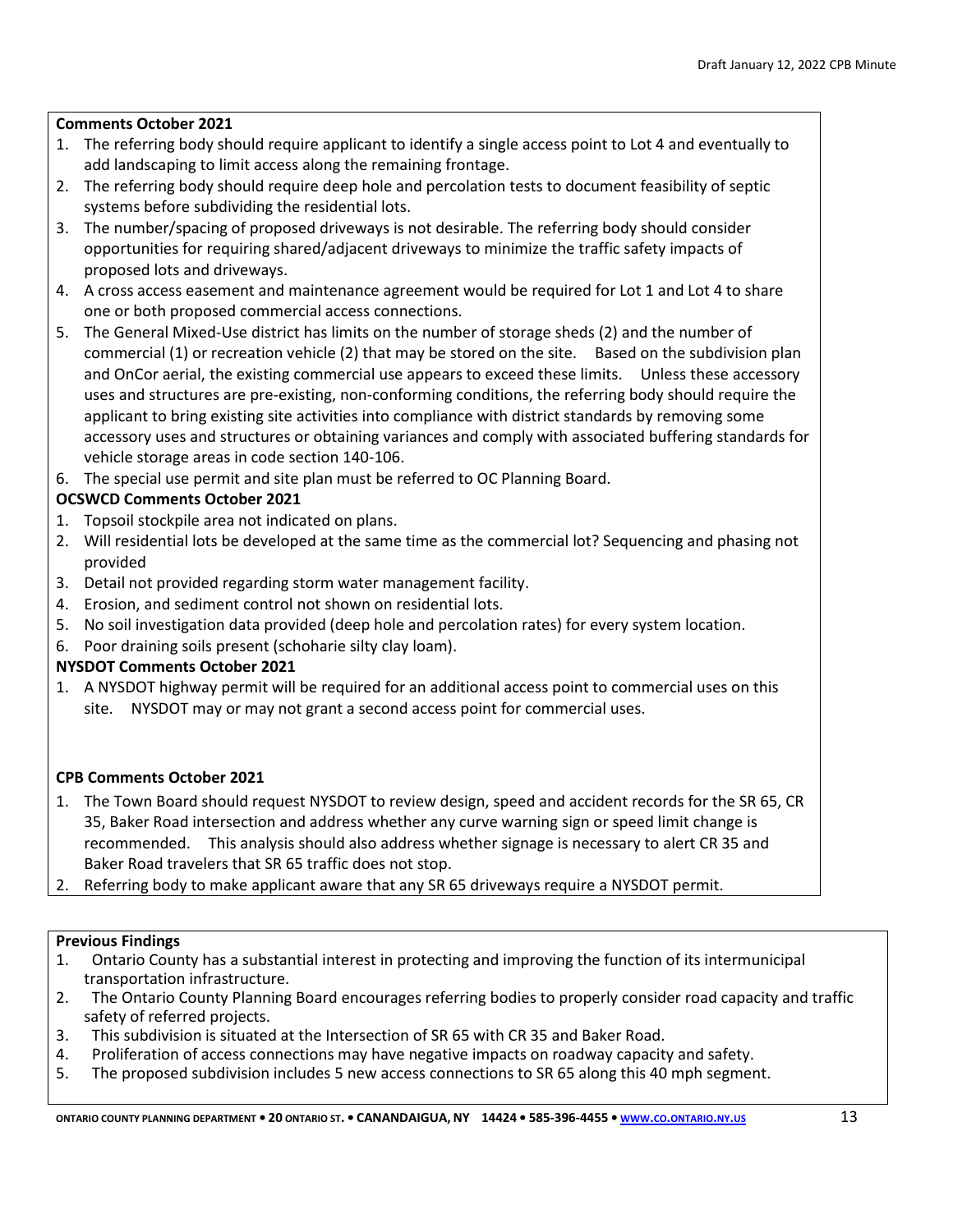**Comments October 2021**

1. The referring body should require applicant to identify a single access point to Lot 4 and eventually to add landscaping to limit access along the remaining frontage.
2. The referring body should require deep hole and percolation tests to document feasibility of septic systems before subdividing the residential lots.
3. The number/spacing of proposed driveways is not desirable. The referring body should consider opportunities for requiring shared/adjacent driveways to minimize the traffic safety impacts of proposed lots and driveways.
4. A cross access easement and maintenance agreement would be required for Lot 1 and Lot 4 to share one or both proposed commercial access connections.
5. The General Mixed-Use district has limits on the number of storage sheds (2) and the number of commercial (1) or recreation vehicle (2) that may be stored on the site. Based on the subdivision plan and OnCor aerial, the existing commercial use appears to exceed these limits. Unless these accessory uses and structures are pre-existing, non-conforming conditions, the referring body should require the applicant to bring existing site activities into compliance with district standards by removing some accessory uses and structures or obtaining variances and comply with associated buffering standards for vehicle storage areas in code section 140-106.
6. The special use permit and site plan must be referred to OC Planning Board.

**OCSWCD Comments October 2021**

1. Topsoil stockpile area not indicated on plans.
2. Will residential lots be developed at the same time as the commercial lot? Sequencing and phasing not provided
3. Detail not provided regarding storm water management facility.
4. Erosion, and sediment control not shown on residential lots.
5. No soil investigation data provided (deep hole and percolation rates) for every system location.
6. Poor draining soils present (schoharie silty clay loam).

**NYSDOT Comments October 2021**

1. A NYSDOT highway permit will be required for an additional access point to commercial uses on this site. NYSDOT may or may not grant a second access point for commercial uses.

**CPB Comments October 2021**

1. The Town Board should request NYSDOT to review design, speed and accident records for the SR 65, CR 35, Baker Road intersection and address whether any curve warning sign or speed limit change is recommended. This analysis should also address whether signage is necessary to alert CR 35 and Baker Road travelers that SR 65 traffic does not stop.
2. Referring body to make applicant aware that any SR 65 driveways require a NYSDOT permit.

**Previous Findings**

1. Ontario County has a substantial interest in protecting and improving the function of its intermunicipal transportation infrastructure.
2. The Ontario County Planning Board encourages referring bodies to properly consider road capacity and traffic safety of referred projects.
3. This subdivision is situated at the Intersection of SR 65 with CR 35 and Baker Road.
4. Proliferation of access connections may have negative impacts on roadway capacity and safety.
5. The proposed subdivision includes 5 new access connections to SR 65 along this 40 mph segment.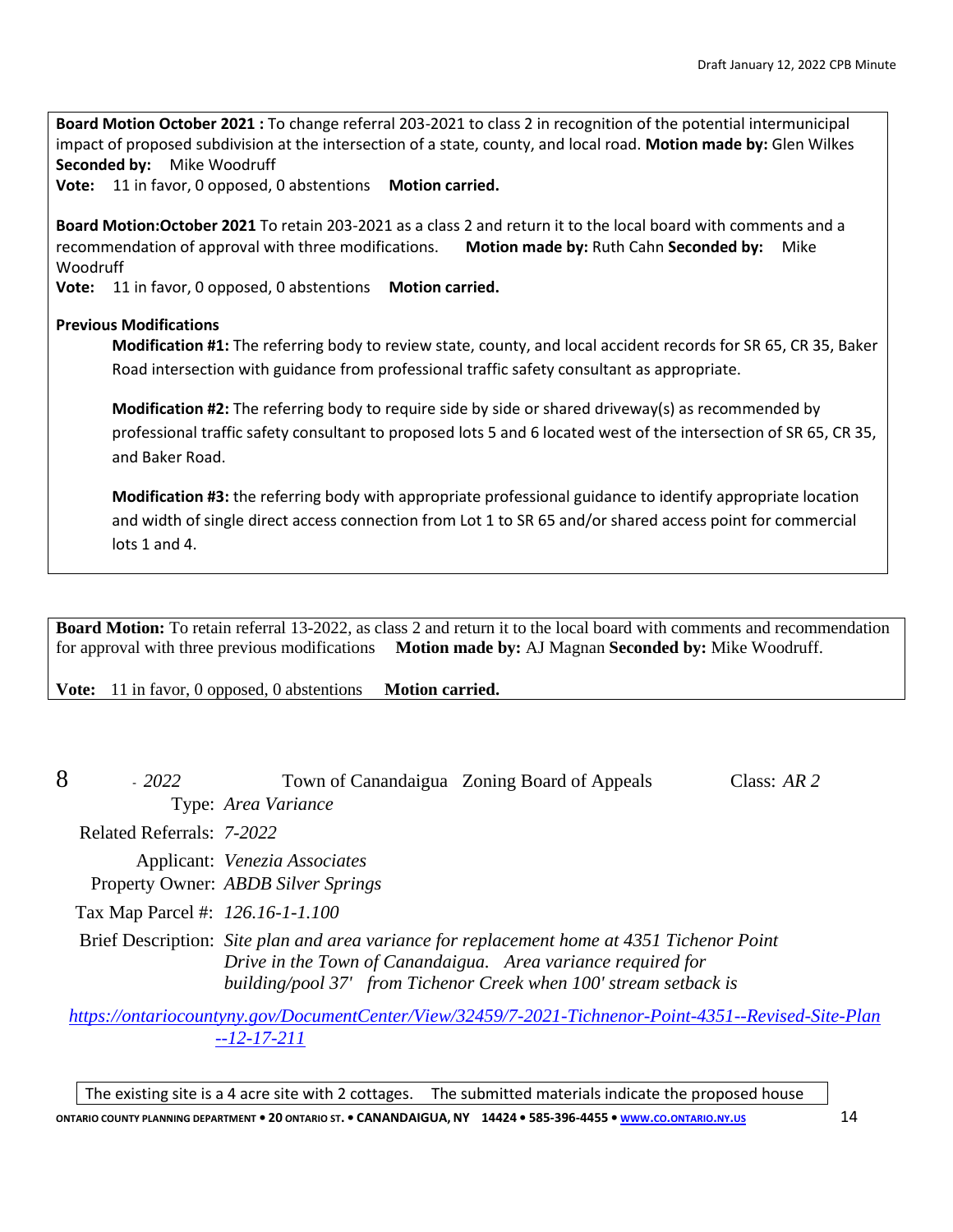**Board Motion October 2021 :** To change referral 203-2021 to class 2 in recognition of the potential intermunicipal impact of proposed subdivision at the intersection of a state, county, and local road. **Motion made by:** Glen Wilkes **Seconded by:** Mike Woodruff
**Vote:** 11 in favor, 0 opposed, 0 abstentions **Motion carried.**

**Board Motion:October 2021** To retain 203-2021 as a class 2 and return it to the local board with comments and a recommendation of approval with three modifications. **Motion made by:** Ruth Cahn **Seconded by:** Mike Woodruff
**Vote:** 11 in favor, 0 opposed, 0 abstentions **Motion carried.**

**Previous Modifications**

**Modification #1:** The referring body to review state, county, and local accident records for SR 65, CR 35, Baker Road intersection with guidance from professional traffic safety consultant as appropriate.

**Modification #2:** The referring body to require side by side or shared driveway(s) as recommended by professional traffic safety consultant to proposed lots 5 and 6 located west of the intersection of SR 65, CR 35, and Baker Road.

**Modification #3:** the referring body with appropriate professional guidance to identify appropriate location and width of single direct access connection from Lot 1 to SR 65 and/or shared access point for commercial lots 1 and 4.

**Board Motion:** To retain referral 13-2022, as class 2 and return it to the local board with comments and recommendation for approval with three previous modifications **Motion made by:** AJ Magnan **Seconded by:** Mike Woodruff.

**Vote:** 11 in favor, 0 opposed, 0 abstentions **Motion carried.**

8 - *2022* Town of Canandaigua Zoning Board of Appeals Class: *AR 2*

Type: *Area Variance*

Related Referrals: *7-2022*

Applicant: *Venezia Associates*

Property Owner: *ABDB Silver Springs*

Tax Map Parcel #: *126.16-1-1.100*

Brief Description: *Site plan and area variance for replacement home at 4351 Tichenor Point Drive in the Town of Canandaigua. Area variance required for building/pool 37' from Tichenor Creek when 100' stream setback is*

https://ontariocountyny.gov/DocumentCenter/View/32459/7-2021-Tichnenor-Point-4351--Revised-Site-Plan--12-17-211

The existing site is a 4 acre site with 2 cottages. The submitted materials indicate the proposed house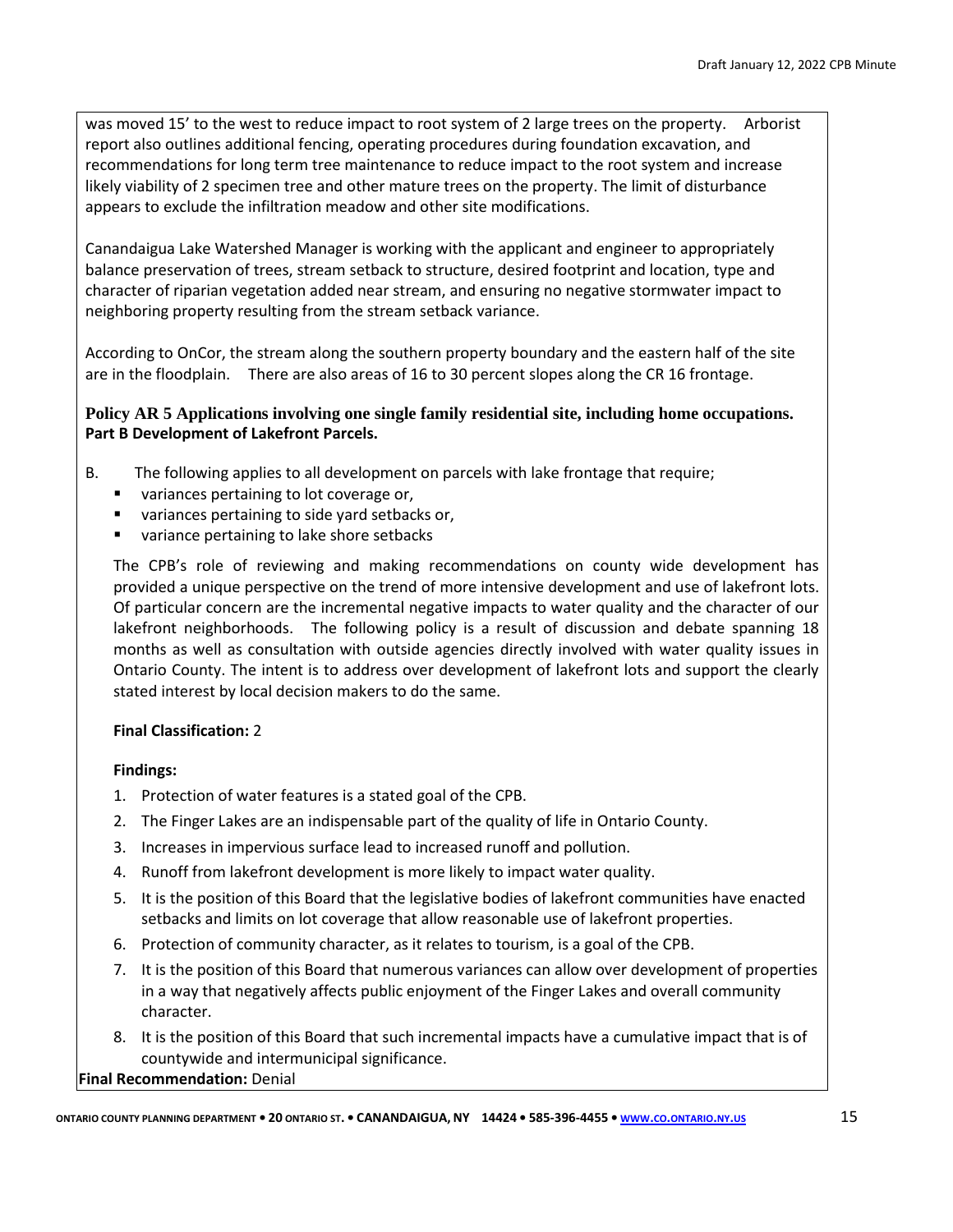was moved 15' to the west to reduce impact to root system of 2 large trees on the property. Arborist report also outlines additional fencing, operating procedures during foundation excavation, and recommendations for long term tree maintenance to reduce impact to the root system and increase likely viability of 2 specimen tree and other mature trees on the property. The limit of disturbance appears to exclude the infiltration meadow and other site modifications.

Canandaigua Lake Watershed Manager is working with the applicant and engineer to appropriately balance preservation of trees, stream setback to structure, desired footprint and location, type and character of riparian vegetation added near stream, and ensuring no negative stormwater impact to neighboring property resulting from the stream setback variance.

According to OnCor, the stream along the southern property boundary and the eastern half of the site are in the floodplain. There are also areas of 16 to 30 percent slopes along the CR 16 frontage.

**Policy AR 5 Applications involving one single family residential site, including home occupations.**
**Part B Development of Lakefront Parcels.**

B. The following applies to all development on parcels with lake frontage that require;

- variances pertaining to lot coverage or,
- variances pertaining to side yard setbacks or,
- variance pertaining to lake shore setbacks

The CPB's role of reviewing and making recommendations on county wide development has provided a unique perspective on the trend of more intensive development and use of lakefront lots. Of particular concern are the incremental negative impacts to water quality and the character of our lakefront neighborhoods. The following policy is a result of discussion and debate spanning 18 months as well as consultation with outside agencies directly involved with water quality issues in Ontario County. The intent is to address over development of lakefront lots and support the clearly stated interest by local decision makers to do the same.

**Final Classification:** 2

**Findings:**

1. Protection of water features is a stated goal of the CPB.
2. The Finger Lakes are an indispensable part of the quality of life in Ontario County.
3. Increases in impervious surface lead to increased runoff and pollution.
4. Runoff from lakefront development is more likely to impact water quality.
5. It is the position of this Board that the legislative bodies of lakefront communities have enacted setbacks and limits on lot coverage that allow reasonable use of lakefront properties.
6. Protection of community character, as it relates to tourism, is a goal of the CPB.
7. It is the position of this Board that numerous variances can allow over development of properties in a way that negatively affects public enjoyment of the Finger Lakes and overall community character.
8. It is the position of this Board that such incremental impacts have a cumulative impact that is of countywide and intermunicipal significance.

**Final Recommendation:** Denial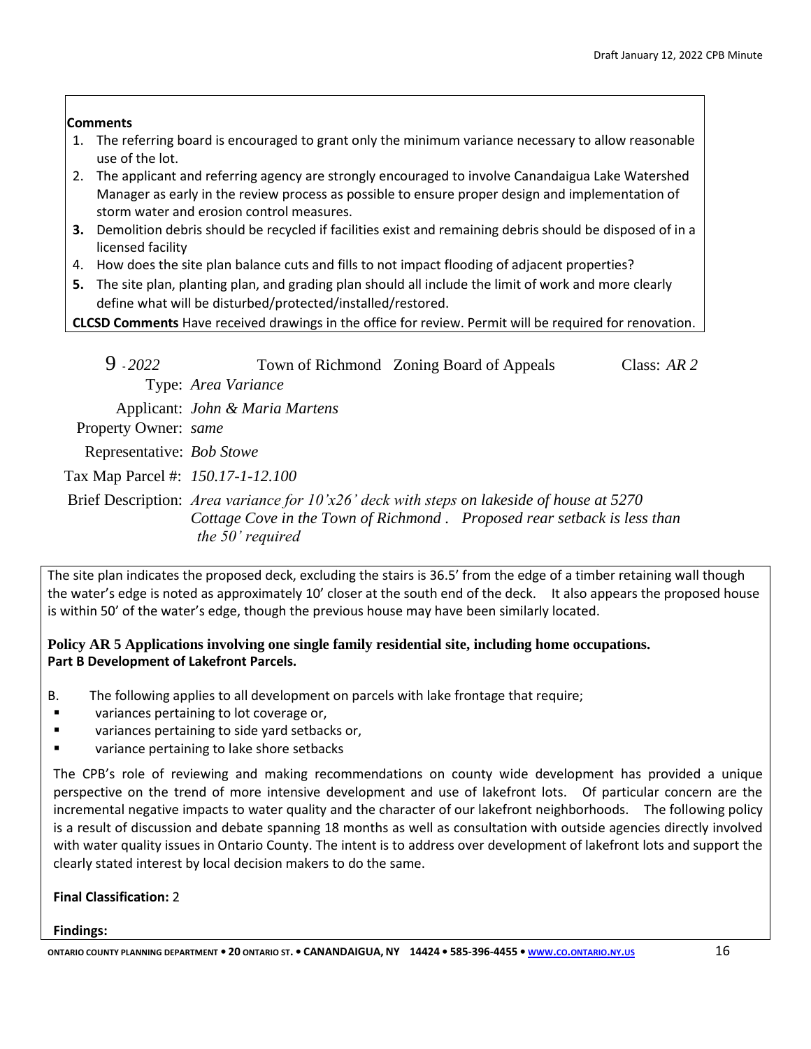**Comments**

1. The referring board is encouraged to grant only the minimum variance necessary to allow reasonable use of the lot.
2. The applicant and referring agency are strongly encouraged to involve Canandaigua Lake Watershed Manager as early in the review process as possible to ensure proper design and implementation of storm water and erosion control measures.
3. Demolition debris should be recycled if facilities exist and remaining debris should be disposed of in a licensed facility
4. How does the site plan balance cuts and fills to not impact flooding of adjacent properties?
5. The site plan, planting plan, and grading plan should all include the limit of work and more clearly define what will be disturbed/protected/installed/restored.

**CLCSD Comments** Have received drawings in the office for review. Permit will be required for renovation.

9 - *2022* Town of Richmond Zoning Board of Appeals Class: *AR 2*

Type: *Area Variance*

Applicant: *John & Maria Martens*

Property Owner: *same*

Representative: *Bob Stowe*

Tax Map Parcel #: *150.17-1-12.100*

Brief Description: *Area variance for 10'x26' deck with steps on lakeside of house at 5270 Cottage Cove in the Town of Richmond . Proposed rear setback is less than the 50' required*

The site plan indicates the proposed deck, excluding the stairs is 36.5' from the edge of a timber retaining wall though the water's edge is noted as approximately 10' closer at the south end of the deck. It also appears the proposed house is within 50' of the water's edge, though the previous house may have been similarly located.

**Policy AR 5 Applications involving one single family residential site, including home occupations.**
**Part B Development of Lakefront Parcels.**

B. The following applies to all development on parcels with lake frontage that require;

- variances pertaining to lot coverage or,
- variances pertaining to side yard setbacks or,
- variance pertaining to lake shore setbacks

The CPB's role of reviewing and making recommendations on county wide development has provided a unique perspective on the trend of more intensive development and use of lakefront lots. Of particular concern are the incremental negative impacts to water quality and the character of our lakefront neighborhoods. The following policy is a result of discussion and debate spanning 18 months as well as consultation with outside agencies directly involved with water quality issues in Ontario County. The intent is to address over development of lakefront lots and support the clearly stated interest by local decision makers to do the same.

**Final Classification:** 2

**Findings:**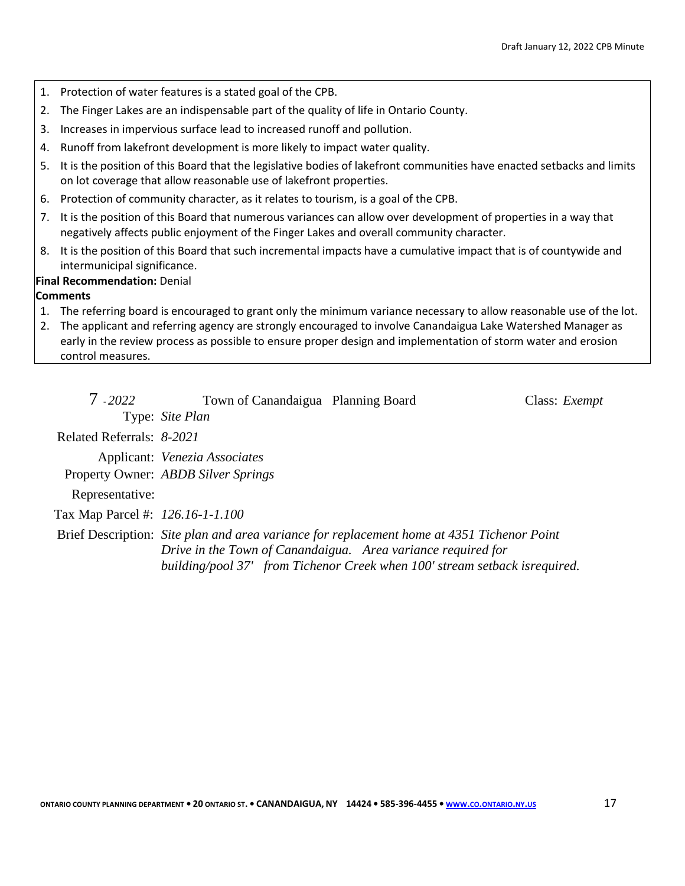1. Protection of water features is a stated goal of the CPB.
2. The Finger Lakes are an indispensable part of the quality of life in Ontario County.
3. Increases in impervious surface lead to increased runoff and pollution.
4. Runoff from lakefront development is more likely to impact water quality.
5. It is the position of this Board that the legislative bodies of lakefront communities have enacted setbacks and limits on lot coverage that allow reasonable use of lakefront properties.
6. Protection of community character, as it relates to tourism, is a goal of the CPB.
7. It is the position of this Board that numerous variances can allow over development of properties in a way that negatively affects public enjoyment of the Finger Lakes and overall community character.
8. It is the position of this Board that such incremental impacts have a cumulative impact that is of countywide and intermunicipal significance.

**Final Recommendation:** Denial

**Comments**

1. The referring board is encouraged to grant only the minimum variance necessary to allow reasonable use of the lot.
2. The applicant and referring agency are strongly encouraged to involve Canandaigua Lake Watershed Manager as early in the review process as possible to ensure proper design and implementation of storm water and erosion control measures.

7 - *2022* Town of Canandaigua Planning Board Class: *Exempt*

Type: *Site Plan*

Related Referrals: *8-2021*

Applicant: *Venezia Associates*

Property Owner: *ABDB Silver Springs*

Representative:

Tax Map Parcel #: *126.16-1-1.100*

Brief Description: *Site plan and area variance for replacement home at 4351 Tichenor Point Drive in the Town of Canandaigua. Area variance required for building/pool 37' from Tichenor Creek when 100' stream setback isrequired.*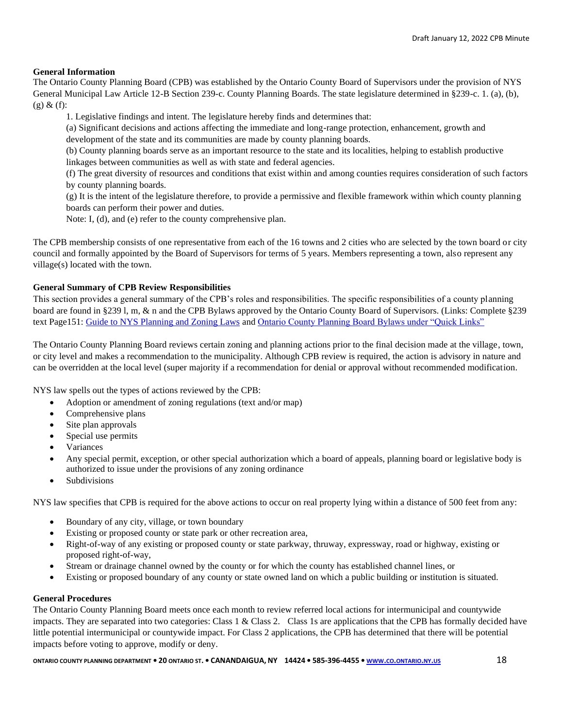### General Information

The Ontario County Planning Board (CPB) was established by the Ontario County Board of Supervisors under the provision of NYS General Municipal Law Article 12-B Section 239-c. County Planning Boards. The state legislature determined in §239-c. 1. (a), (b), (g) & (f):

> 1. Legislative findings and intent. The legislature hereby finds and determines that:
>
> (a) Significant decisions and actions affecting the immediate and long-range protection, enhancement, growth and development of the state and its communities are made by county planning boards.
>
> (b) County planning boards serve as an important resource to the state and its localities, helping to establish productive linkages between communities as well as with state and federal agencies.
>
> (f) The great diversity of resources and conditions that exist within and among counties requires consideration of such factors by county planning boards.
>
> (g) It is the intent of the legislature therefore, to provide a permissive and flexible framework within which county planning boards can perform their power and duties.
>
> Note: I, (d), and (e) refer to the county comprehensive plan.

The CPB membership consists of one representative from each of the 16 towns and 2 cities who are selected by the town board or city council and formally appointed by the Board of Supervisors for terms of 5 years. Members representing a town, also represent any village(s) located with the town.

### General Summary of CPB Review Responsibilities

This section provides a general summary of the CPB's roles and responsibilities. The specific responsibilities of a county planning board are found in §239 l, m, & n and the CPB Bylaws approved by the Ontario County Board of Supervisors. (Links: Complete §239 text Page151: Guide to NYS Planning and Zoning Laws and Ontario County Planning Board Bylaws under "Quick Links"

The Ontario County Planning Board reviews certain zoning and planning actions prior to the final decision made at the village, town, or city level and makes a recommendation to the municipality. Although CPB review is required, the action is advisory in nature and can be overridden at the local level (super majority if a recommendation for denial or approval without recommended modification.

NYS law spells out the types of actions reviewed by the CPB:

- Adoption or amendment of zoning regulations (text and/or map)
- Comprehensive plans
- Site plan approvals
- Special use permits
- Variances
- Any special permit, exception, or other special authorization which a board of appeals, planning board or legislative body is authorized to issue under the provisions of any zoning ordinance
- Subdivisions

NYS law specifies that CPB is required for the above actions to occur on real property lying within a distance of 500 feet from any:

- Boundary of any city, village, or town boundary
- Existing or proposed county or state park or other recreation area,
- Right-of-way of any existing or proposed county or state parkway, thruway, expressway, road or highway, existing or proposed right-of-way,
- Stream or drainage channel owned by the county or for which the county has established channel lines, or
- Existing or proposed boundary of any county or state owned land on which a public building or institution is situated.

### General Procedures

The Ontario County Planning Board meets once each month to review referred local actions for intermunicipal and countywide impacts. They are separated into two categories: Class 1 & Class 2. Class 1s are applications that the CPB has formally decided have little potential intermunicipal or countywide impact. For Class 2 applications, the CPB has determined that there will be potential impacts before voting to approve, modify or deny.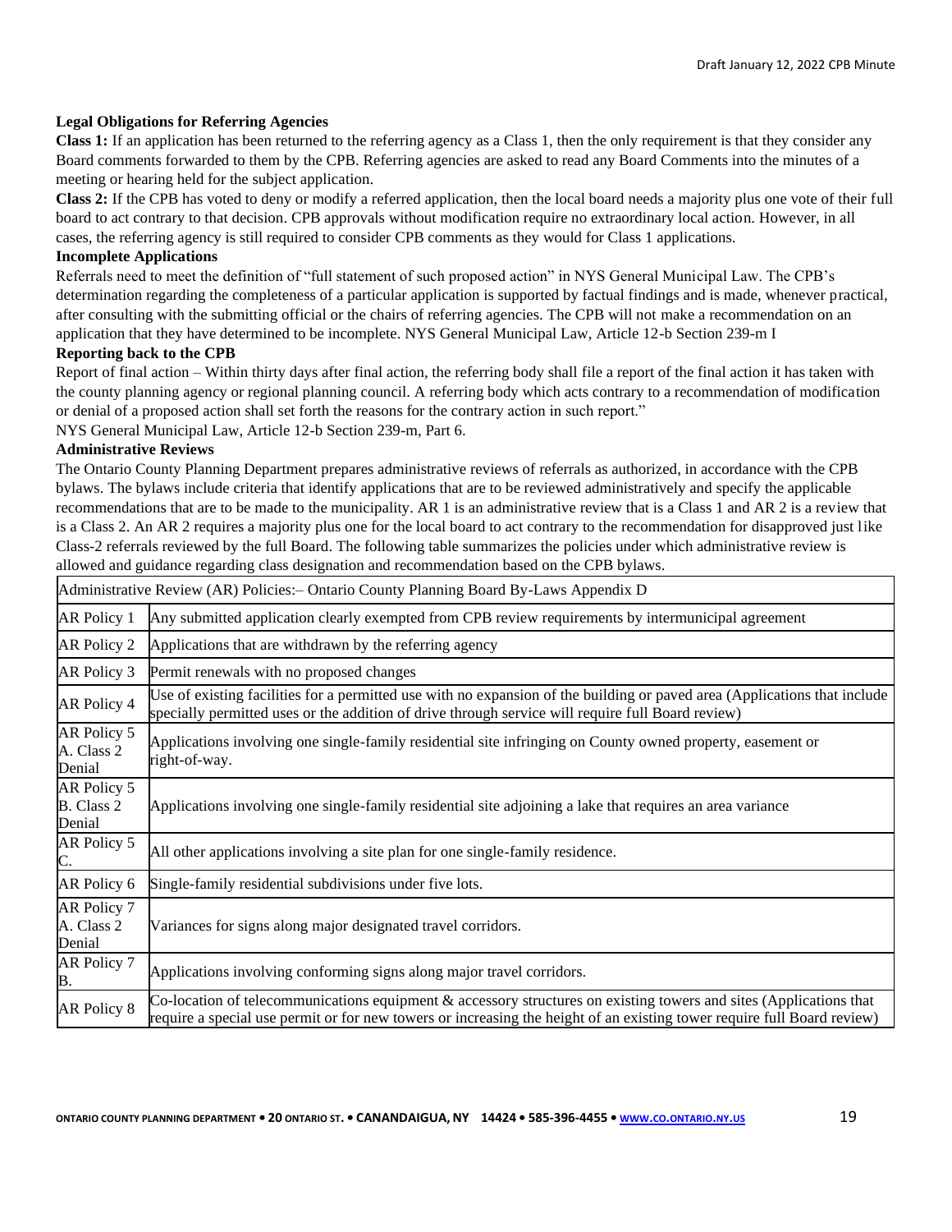**Legal Obligations for Referring Agencies**

**Class 1:** If an application has been returned to the referring agency as a Class 1, then the only requirement is that they consider any Board comments forwarded to them by the CPB. Referring agencies are asked to read any Board Comments into the minutes of a meeting or hearing held for the subject application.

**Class 2:** If the CPB has voted to deny or modify a referred application, then the local board needs a majority plus one vote of their full board to act contrary to that decision. CPB approvals without modification require no extraordinary local action. However, in all cases, the referring agency is still required to consider CPB comments as they would for Class 1 applications.

**Incomplete Applications**

Referrals need to meet the definition of "full statement of such proposed action" in NYS General Municipal Law. The CPB's determination regarding the completeness of a particular application is supported by factual findings and is made, whenever practical, after consulting with the submitting official or the chairs of referring agencies. The CPB will not make a recommendation on an application that they have determined to be incomplete. NYS General Municipal Law, Article 12-b Section 239-m I

**Reporting back to the CPB**

Report of final action – Within thirty days after final action, the referring body shall file a report of the final action it has taken with the county planning agency or regional planning council. A referring body which acts contrary to a recommendation of modification or denial of a proposed action shall set forth the reasons for the contrary action in such report."

NYS General Municipal Law, Article 12-b Section 239-m, Part 6.

**Administrative Reviews**

The Ontario County Planning Department prepares administrative reviews of referrals as authorized, in accordance with the CPB bylaws. The bylaws include criteria that identify applications that are to be reviewed administratively and specify the applicable recommendations that are to be made to the municipality. AR 1 is an administrative review that is a Class 1 and AR 2 is a review that is a Class 2. An AR 2 requires a majority plus one for the local board to act contrary to the recommendation for disapproved just like Class-2 referrals reviewed by the full Board. The following table summarizes the policies under which administrative review is allowed and guidance regarding class designation and recommendation based on the CPB bylaws.

| Administrative Review (AR) Policies:– Ontario County Planning Board By-Laws Appendix D | |
|---|---|
| AR Policy 1 | Any submitted application clearly exempted from CPB review requirements by intermunicipal agreement |
| AR Policy 2 | Applications that are withdrawn by the referring agency |
| AR Policy 3 | Permit renewals with no proposed changes |
| AR Policy 4 | Use of existing facilities for a permitted use with no expansion of the building or paved area (Applications that include specially permitted uses or the addition of drive through service will require full Board review) |
| AR Policy 5 A. Class 2 Denial | Applications involving one single-family residential site infringing on County owned property, easement or right-of-way. |
| AR Policy 5 B. Class 2 Denial | Applications involving one single-family residential site adjoining a lake that requires an area variance |
| AR Policy 5 C. | All other applications involving a site plan for one single-family residence. |
| AR Policy 6 | Single-family residential subdivisions under five lots. |
| AR Policy 7 A. Class 2 Denial | Variances for signs along major designated travel corridors. |
| AR Policy 7 B. | Applications involving conforming signs along major travel corridors. |
| AR Policy 8 | Co-location of telecommunications equipment & accessory structures on existing towers and sites (Applications that require a special use permit or for new towers or increasing the height of an existing tower require full Board review) |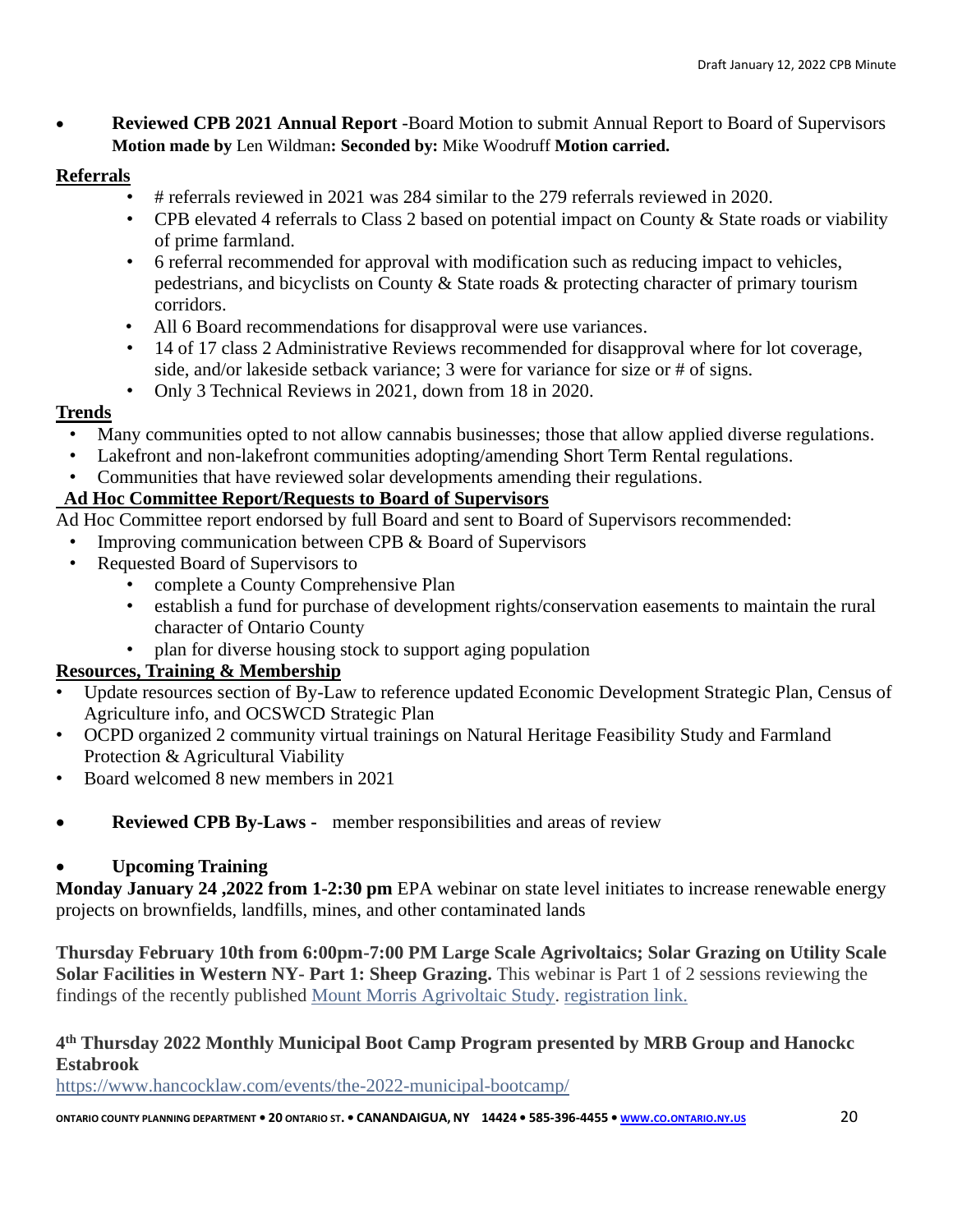- **Reviewed CPB 2021 Annual Report** -Board Motion to submit Annual Report to Board of Supervisors **Motion made by** Len Wildman**: Seconded by:** Mike Woodruff **Motion carried.**

**Referrals**

- # referrals reviewed in 2021 was 284 similar to the 279 referrals reviewed in 2020.
- CPB elevated 4 referrals to Class 2 based on potential impact on County & State roads or viability of prime farmland.
- 6 referral recommended for approval with modification such as reducing impact to vehicles, pedestrians, and bicyclists on County & State roads & protecting character of primary tourism corridors.
- All 6 Board recommendations for disapproval were use variances.
- 14 of 17 class 2 Administrative Reviews recommended for disapproval where for lot coverage, side, and/or lakeside setback variance; 3 were for variance for size or # of signs.
- Only 3 Technical Reviews in 2021, down from 18 in 2020.

**Trends**

- Many communities opted to not allow cannabis businesses; those that allow applied diverse regulations.
- Lakefront and non-lakefront communities adopting/amending Short Term Rental regulations.
- Communities that have reviewed solar developments amending their regulations.

**Ad Hoc Committee Report/Requests to Board of Supervisors**

Ad Hoc Committee report endorsed by full Board and sent to Board of Supervisors recommended:

- Improving communication between CPB & Board of Supervisors
- Requested Board of Supervisors to
  - complete a County Comprehensive Plan
  - establish a fund for purchase of development rights/conservation easements to maintain the rural character of Ontario County
  - plan for diverse housing stock to support aging population

**Resources, Training & Membership**

- Update resources section of By-Law to reference updated Economic Development Strategic Plan, Census of Agriculture info, and OCSWCD Strategic Plan
- OCPD organized 2 community virtual trainings on Natural Heritage Feasibility Study and Farmland Protection & Agricultural Viability
- Board welcomed 8 new members in 2021

- **Reviewed CPB By-Laws -** member responsibilities and areas of review

- **Upcoming Training**

**Monday January 24 ,2022 from 1-2:30 pm** EPA webinar on state level initiates to increase renewable energy projects on brownfields, landfills, mines, and other contaminated lands

**Thursday February 10th from 6:00pm-7:00 PM Large Scale Agrivoltaics; Solar Grazing on Utility Scale Solar Facilities in Western NY- Part 1: Sheep Grazing.** This webinar is Part 1 of 2 sessions reviewing the findings of the recently published Mount Morris Agrivoltaic Study. registration link.

**4th Thursday 2022 Monthly Municipal Boot Camp Program presented by MRB Group and Hanockc Estabrook**

https://www.hancocklaw.com/events/the-2022-municipal-bootcamp/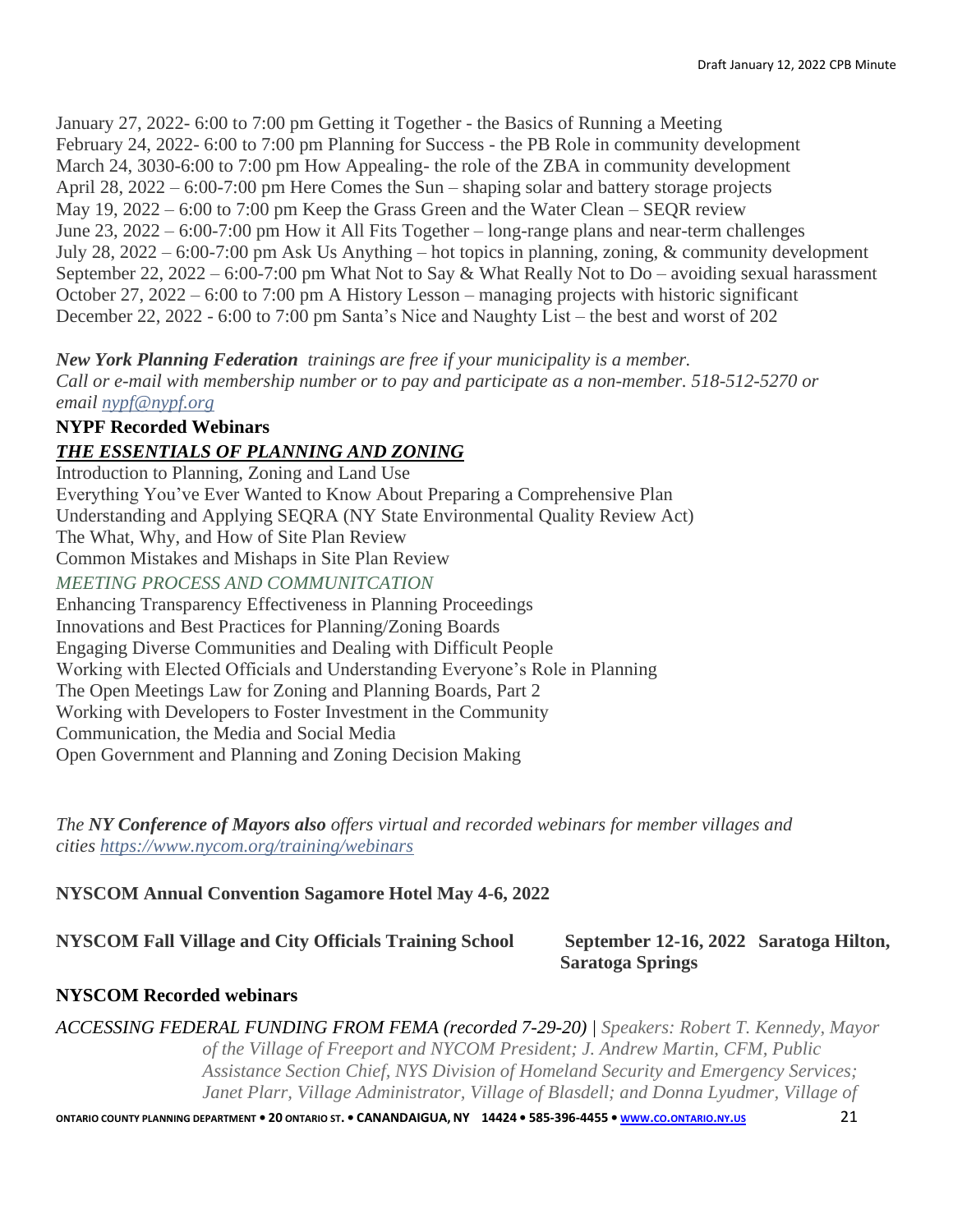January 27, 2022- 6:00 to 7:00 pm Getting it Together - the Basics of Running a Meeting
February 24, 2022- 6:00 to 7:00 pm Planning for Success - the PB Role in community development
March 24, 3030-6:00 to 7:00 pm How Appealing- the role of the ZBA in community development
April 28, 2022 – 6:00-7:00 pm Here Comes the Sun – shaping solar and battery storage projects
May 19, 2022 – 6:00 to 7:00 pm Keep the Grass Green and the Water Clean – SEQR review
June 23, 2022 – 6:00-7:00 pm How it All Fits Together – long-range plans and near-term challenges
July 28, 2022 – 6:00-7:00 pm Ask Us Anything – hot topics in planning, zoning, & community development
September 22, 2022 – 6:00-7:00 pm What Not to Say & What Really Not to Do – avoiding sexual harassment
October 27, 2022 – 6:00 to 7:00 pm A History Lesson – managing projects with historic significant
December 22, 2022 - 6:00 to 7:00 pm Santa's Nice and Naughty List – the best and worst of 202

***New York Planning Federation*** *trainings are free if your municipality is a member. Call or e-mail with membership number or to pay and participate as a non-member. 518-512-5270 or email [nypf@nypf.org](mailto:nypf@nypf.org)*

**NYPF Recorded Webinars**

***THE ESSENTIALS OF PLANNING AND ZONING***

Introduction to Planning, Zoning and Land Use
Everything You've Ever Wanted to Know About Preparing a Comprehensive Plan
Understanding and Applying SEQRA (NY State Environmental Quality Review Act)
The What, Why, and How of Site Plan Review
Common Mistakes and Mishaps in Site Plan Review

*MEETING PROCESS AND COMMUNITCATION*

Enhancing Transparency Effectiveness in Planning Proceedings
Innovations and Best Practices for Planning/Zoning Boards
Engaging Diverse Communities and Dealing with Difficult People
Working with Elected Officials and Understanding Everyone's Role in Planning
The Open Meetings Law for Zoning and Planning Boards, Part 2
Working with Developers to Foster Investment in the Community
Communication, the Media and Social Media
Open Government and Planning and Zoning Decision Making

*The **NY Conference of Mayors also** offers virtual and recorded webinars for member villages and cities [https://www.nycom.org/training/webinars](https://www.nycom.org/training/webinars)*

**NYSCOM Annual Convention Sagamore Hotel May 4-6, 2022**

**NYSCOM Fall Village and City Officials Training School September 12-16, 2022 Saratoga Hilton, Saratoga Springs**

**NYSCOM Recorded webinars**

*ACCESSING FEDERAL FUNDING FROM FEMA (recorded 7-29-20) | Speakers: Robert T. Kennedy, Mayor of the Village of Freeport and NYCOM President; J. Andrew Martin, CFM, Public Assistance Section Chief, NYS Division of Homeland Security and Emergency Services; Janet Plarr, Village Administrator, Village of Blasdell; and Donna Lyudmer, Village of*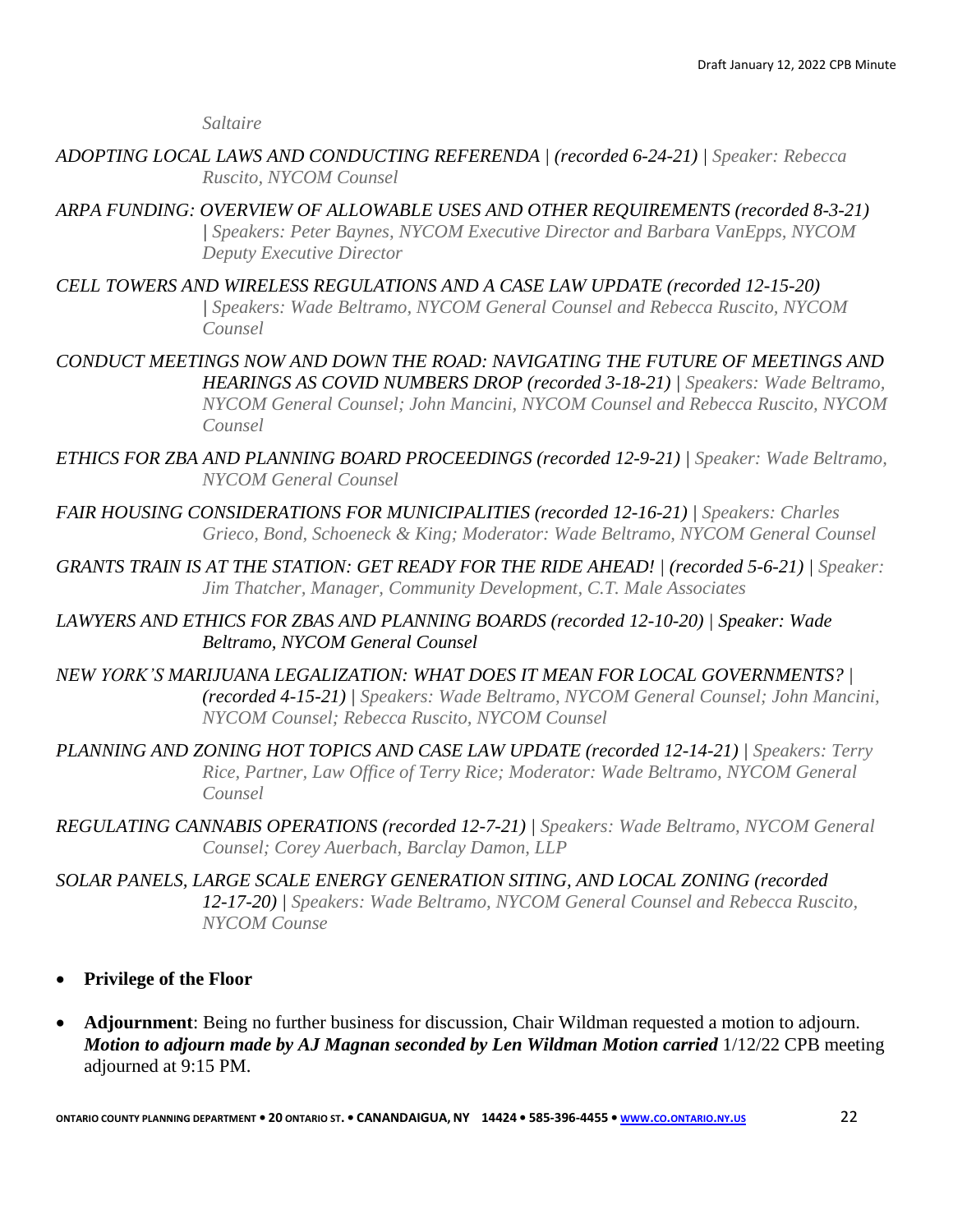*Saltaire*

*ADOPTING LOCAL LAWS AND CONDUCTING REFERENDA | (recorded 6-24-21) | Speaker: Rebecca Ruscito, NYCOM Counsel*

*ARPA FUNDING: OVERVIEW OF ALLOWABLE USES AND OTHER REQUIREMENTS (recorded 8-3-21) | Speakers: Peter Baynes, NYCOM Executive Director and Barbara VanEpps, NYCOM Deputy Executive Director*

*CELL TOWERS AND WIRELESS REGULATIONS AND A CASE LAW UPDATE (recorded 12-15-20) | Speakers: Wade Beltramo, NYCOM General Counsel and Rebecca Ruscito, NYCOM Counsel*

*CONDUCT MEETINGS NOW AND DOWN THE ROAD: NAVIGATING THE FUTURE OF MEETINGS AND HEARINGS AS COVID NUMBERS DROP (recorded 3-18-21) | Speakers: Wade Beltramo, NYCOM General Counsel; John Mancini, NYCOM Counsel and Rebecca Ruscito, NYCOM Counsel*

*ETHICS FOR ZBA AND PLANNING BOARD PROCEEDINGS (recorded 12-9-21) | Speaker: Wade Beltramo, NYCOM General Counsel*

*FAIR HOUSING CONSIDERATIONS FOR MUNICIPALITIES (recorded 12-16-21) | Speakers: Charles Grieco, Bond, Schoeneck & King; Moderator: Wade Beltramo, NYCOM General Counsel*

*GRANTS TRAIN IS AT THE STATION: GET READY FOR THE RIDE AHEAD! | (recorded 5-6-21) | Speaker: Jim Thatcher, Manager, Community Development, C.T. Male Associates*

*LAWYERS AND ETHICS FOR ZBAS AND PLANNING BOARDS (recorded 12-10-20) | Speaker: Wade Beltramo, NYCOM General Counsel*

*NEW YORK'S MARIJUANA LEGALIZATION: WHAT DOES IT MEAN FOR LOCAL GOVERNMENTS? | (recorded 4-15-21) | Speakers: Wade Beltramo, NYCOM General Counsel; John Mancini, NYCOM Counsel; Rebecca Ruscito, NYCOM Counsel*

*PLANNING AND ZONING HOT TOPICS AND CASE LAW UPDATE (recorded 12-14-21) | Speakers: Terry Rice, Partner, Law Office of Terry Rice; Moderator: Wade Beltramo, NYCOM General Counsel*

*REGULATING CANNABIS OPERATIONS (recorded 12-7-21) | Speakers: Wade Beltramo, NYCOM General Counsel; Corey Auerbach, Barclay Damon, LLP*

*SOLAR PANELS, LARGE SCALE ENERGY GENERATION SITING, AND LOCAL ZONING (recorded 12-17-20) | Speakers: Wade Beltramo, NYCOM General Counsel and Rebecca Ruscito, NYCOM Counse*

- **Privilege of the Floor**

- **Adjournment**: Being no further business for discussion, Chair Wildman requested a motion to adjourn. ***Motion to adjourn made by AJ Magnan seconded by Len Wildman Motion carried*** 1/12/22 CPB meeting adjourned at 9:15 PM.